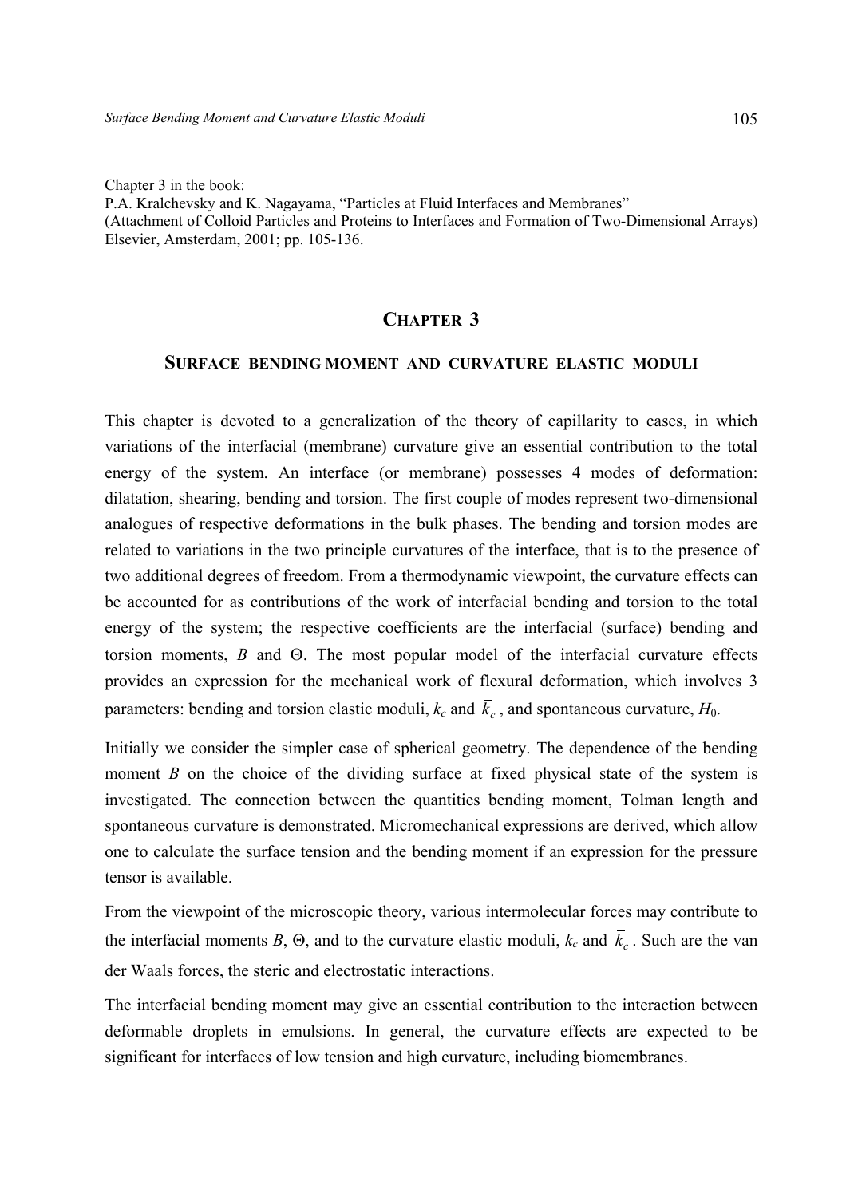Chapter 3 in the book:
P.A. Kralchevsky and K. Nagayama, "Particles at Fluid Interfaces and Membranes"
(Attachment of Colloid Particles and Proteins to Interfaces and Formation of Two-Dimensional Arrays)
Elsevier, Amsterdam, 2001; pp. 105-136.

# CHAPTER 3

## SURFACE BENDING MOMENT AND CURVATURE ELASTIC MODULI

This chapter is devoted to a generalization of the theory of capillarity to cases, in which variations of the interfacial (membrane) curvature give an essential contribution to the total energy of the system. An interface (or membrane) possesses 4 modes of deformation: dilatation, shearing, bending and torsion. The first couple of modes represent two-dimensional analogues of respective deformations in the bulk phases. The bending and torsion modes are related to variations in the two principle curvatures of the interface, that is to the presence of two additional degrees of freedom. From a thermodynamic viewpoint, the curvature effects can be accounted for as contributions of the work of interfacial bending and torsion to the total energy of the system; the respective coefficients are the interfacial (surface) bending and torsion moments, $B$ and $\Theta$. The most popular model of the interfacial curvature effects provides an expression for the mechanical work of flexural deformation, which involves 3 parameters: bending and torsion elastic moduli, $k_c$ and $\bar{k}_c$, and spontaneous curvature, $H_0$.

Initially we consider the simpler case of spherical geometry. The dependence of the bending moment $B$ on the choice of the dividing surface at fixed physical state of the system is investigated. The connection between the quantities bending moment, Tolman length and spontaneous curvature is demonstrated. Micromechanical expressions are derived, which allow one to calculate the surface tension and the bending moment if an expression for the pressure tensor is available.

From the viewpoint of the microscopic theory, various intermolecular forces may contribute to the interfacial moments $B$, $\Theta$, and to the curvature elastic moduli, $k_c$ and $\bar{k}_c$. Such are the van der Waals forces, the steric and electrostatic interactions.

The interfacial bending moment may give an essential contribution to the interaction between deformable droplets in emulsions. In general, the curvature effects are expected to be significant for interfaces of low tension and high curvature, including biomembranes.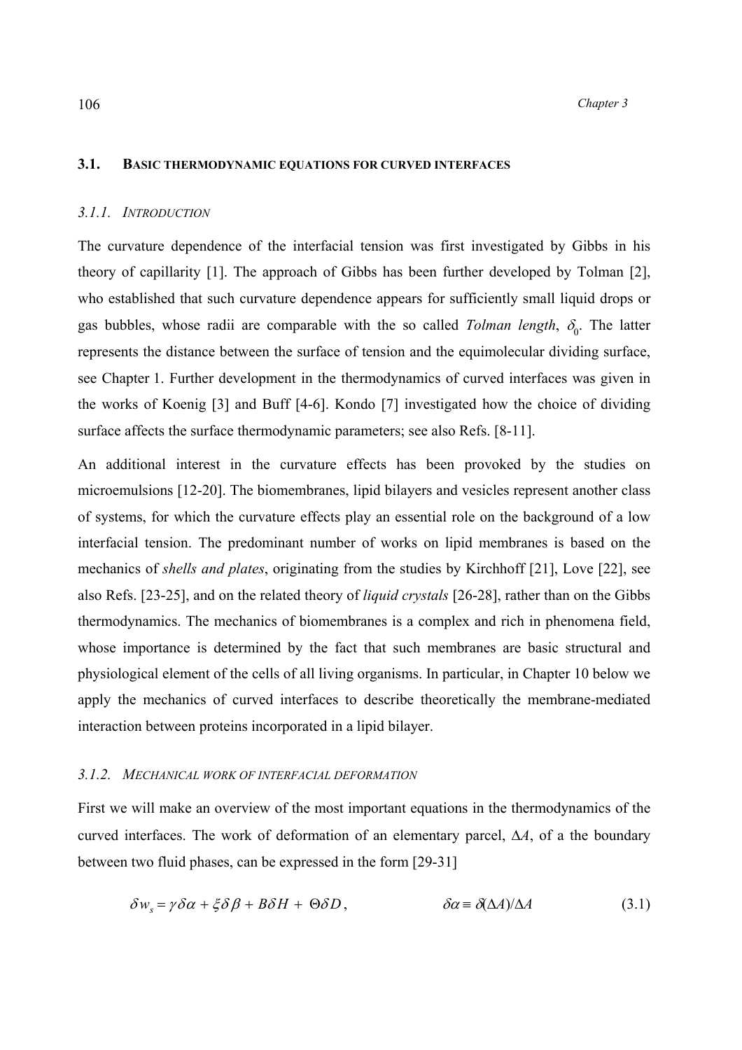## 3.1. BASIC THERMODYNAMIC EQUATIONS FOR CURVED INTERFACES

### *3.1.1. INTRODUCTION*

The curvature dependence of the interfacial tension was first investigated by Gibbs in his theory of capillarity [1]. The approach of Gibbs has been further developed by Tolman [2], who established that such curvature dependence appears for sufficiently small liquid drops or gas bubbles, whose radii are comparable with the so called *Tolman length*, $\delta_0$. The latter represents the distance between the surface of tension and the equimolecular dividing surface, see Chapter 1. Further development in the thermodynamics of curved interfaces was given in the works of Koenig [3] and Buff [4-6]. Kondo [7] investigated how the choice of dividing surface affects the surface thermodynamic parameters; see also Refs. [8-11].

An additional interest in the curvature effects has been provoked by the studies on microemulsions [12-20]. The biomembranes, lipid bilayers and vesicles represent another class of systems, for which the curvature effects play an essential role on the background of a low interfacial tension. The predominant number of works on lipid membranes is based on the mechanics of *shells and plates*, originating from the studies by Kirchhoff [21], Love [22], see also Refs. [23-25], and on the related theory of *liquid crystals* [26-28], rather than on the Gibbs thermodynamics. The mechanics of biomembranes is a complex and rich in phenomena field, whose importance is determined by the fact that such membranes are basic structural and physiological element of the cells of all living organisms. In particular, in Chapter 10 below we apply the mechanics of curved interfaces to describe theoretically the membrane-mediated interaction between proteins incorporated in a lipid bilayer.

### *3.1.2. MECHANICAL WORK OF INTERFACIAL DEFORMATION*

First we will make an overview of the most important equations in the thermodynamics of the curved interfaces. The work of deformation of an elementary parcel, $\Delta A$, of a the boundary between two fluid phases, can be expressed in the form [29-31]

$$\delta w_s = \gamma \delta \alpha + \xi \delta \beta + B \delta H + \Theta \delta D, \qquad \delta \alpha \equiv \delta(\Delta A)/\Delta A \tag{3.1}$$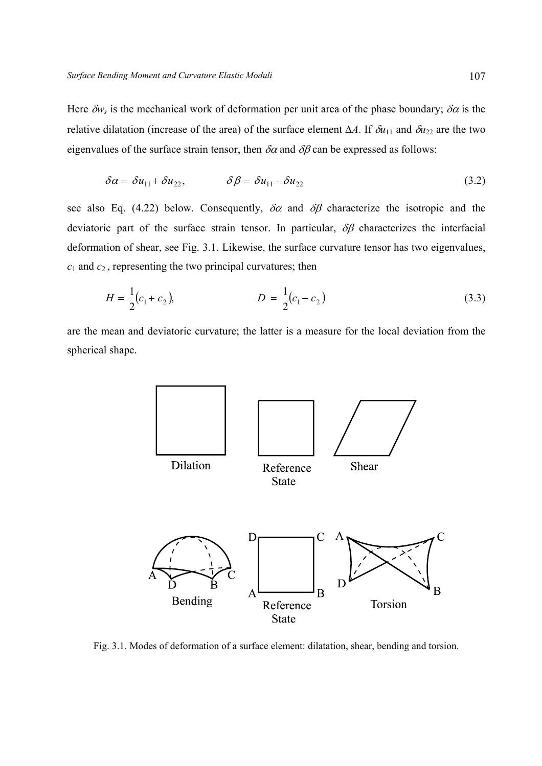Here $\delta w_s$ is the mechanical work of deformation per unit area of the phase boundary; $\delta\alpha$ is the relative dilatation (increase of the area) of the surface element $\Delta A$. If $\delta u_{11}$ and $\delta u_{22}$ are the two eigenvalues of the surface strain tensor, then $\delta\alpha$ and $\delta\beta$ can be expressed as follows:

$$\delta\alpha = \delta u_{11} + \delta u_{22}, \qquad\qquad \delta\beta = \delta u_{11} - \delta u_{22} \tag{3.2}$$

see also Eq. (4.22) below. Consequently, $\delta\alpha$ and $\delta\beta$ characterize the isotropic and the deviatoric part of the surface strain tensor. In particular, $\delta\beta$ characterizes the interfacial deformation of shear, see Fig. 3.1. Likewise, the surface curvature tensor has two eigenvalues, $c_1$ and $c_2$, representing the two principal curvatures; then

$$H = \frac{1}{2}(c_1 + c_2), \qquad\qquad D = \frac{1}{2}(c_1 - c_2) \tag{3.3}$$

are the mean and deviatoric curvature; the latter is a measure for the local deviation from the spherical shape.

Fig. 3.1. Modes of deformation of a surface element: dilatation, shear, bending and torsion.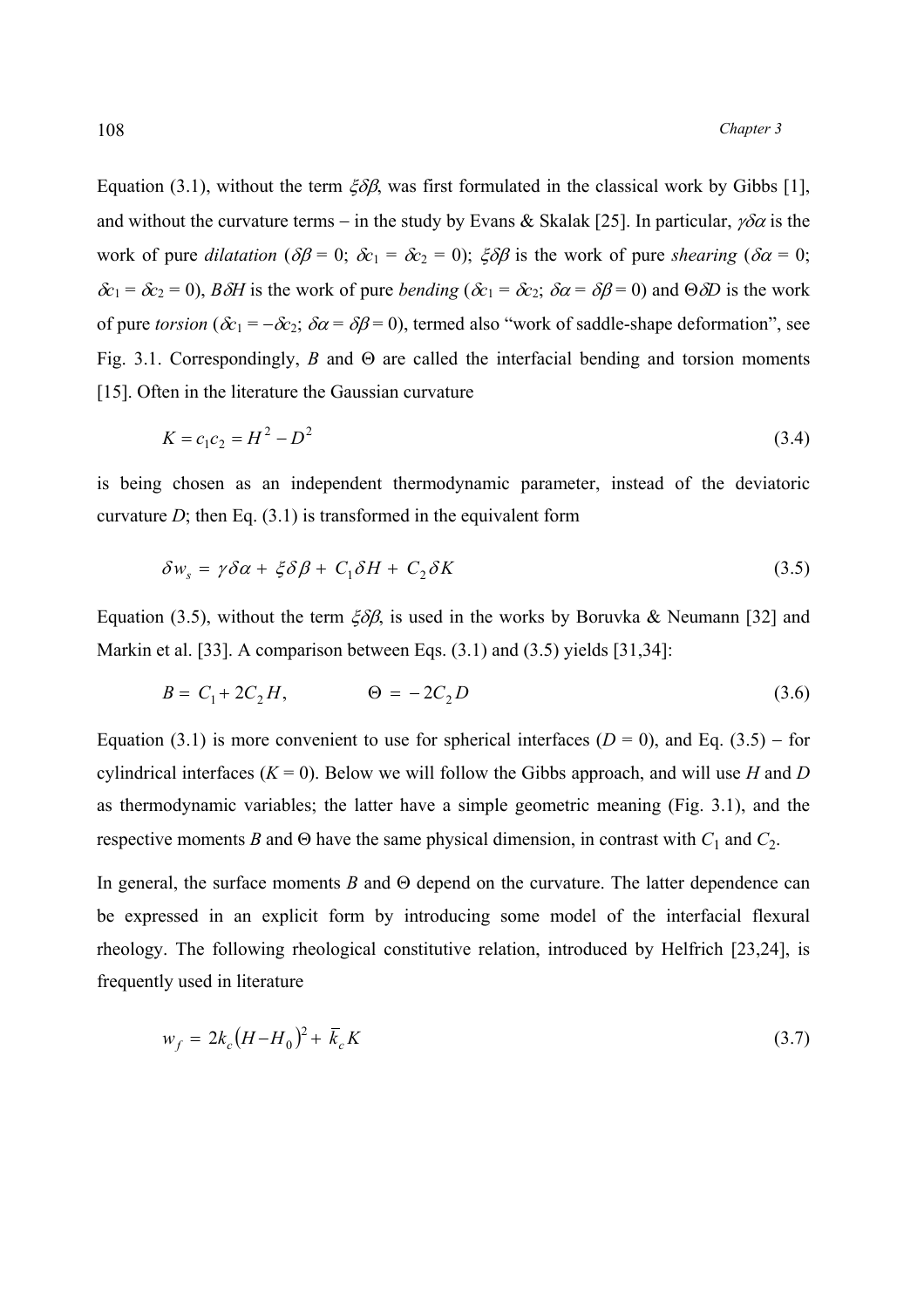Equation (3.1), without the term $\xi\delta\beta$, was first formulated in the classical work by Gibbs [1], and without the curvature terms − in the study by Evans & Skalak [25]. In particular, $\gamma\delta\alpha$ is the work of pure *dilatation* ($\delta\beta = 0$; $\delta c_1 = \delta c_2 = 0$); $\xi\delta\beta$ is the work of pure *shearing* ($\delta\alpha = 0$; $\delta c_1 = \delta c_2 = 0$), $B\delta H$ is the work of pure *bending* ($\delta c_1 = \delta c_2$; $\delta\alpha = \delta\beta = 0$) and $\Theta\delta D$ is the work of pure *torsion* ($\delta c_1 = -\delta c_2$; $\delta\alpha = \delta\beta = 0$), termed also "work of saddle-shape deformation", see Fig. 3.1. Correspondingly, $B$ and $\Theta$ are called the interfacial bending and torsion moments [15]. Often in the literature the Gaussian curvature

$$K = c_1 c_2 = H^2 - D^2 \tag{3.4}$$

is being chosen as an independent thermodynamic parameter, instead of the deviatoric curvature $D$; then Eq. (3.1) is transformed in the equivalent form

$$\delta w_s = \gamma\delta\alpha + \xi\delta\beta + C_1\delta H + C_2\delta K \tag{3.5}$$

Equation (3.5), without the term $\xi\delta\beta$, is used in the works by Boruvka & Neumann [32] and Markin et al. [33]. A comparison between Eqs. (3.1) and (3.5) yields [31,34]:

$$B = C_1 + 2C_2 H, \qquad\qquad \Theta = -2C_2 D \tag{3.6}$$

Equation (3.1) is more convenient to use for spherical interfaces ($D = 0$), and Eq. (3.5) − for cylindrical interfaces ($K = 0$). Below we will follow the Gibbs approach, and will use $H$ and $D$ as thermodynamic variables; the latter have a simple geometric meaning (Fig. 3.1), and the respective moments $B$ and $\Theta$ have the same physical dimension, in contrast with $C_1$ and $C_2$.

In general, the surface moments $B$ and $\Theta$ depend on the curvature. The latter dependence can be expressed in an explicit form by introducing some model of the interfacial flexural rheology. The following rheological constitutive relation, introduced by Helfrich [23,24], is frequently used in literature

$$w_f = 2k_c(H - H_0)^2 + \bar{k}_c K \tag{3.7}$$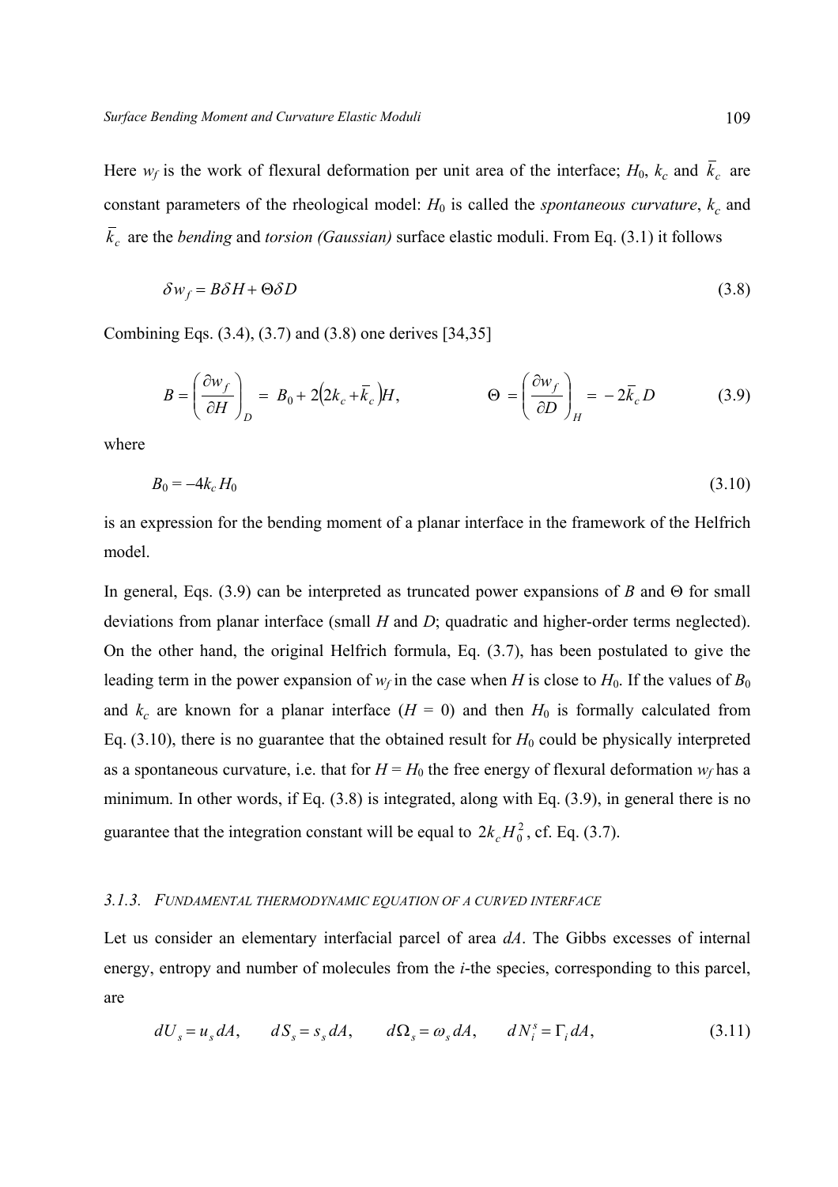Here $w_f$ is the work of flexural deformation per unit area of the interface; $H_0$, $k_c$ and $\bar{k}_c$ are constant parameters of the rheological model: $H_0$ is called the *spontaneous curvature*, $k_c$ and $\bar{k}_c$ are the *bending* and *torsion (Gaussian)* surface elastic moduli. From Eq. (3.1) it follows

$$\delta w_f = B\delta H + \Theta\delta D \tag{3.8}$$

Combining Eqs. (3.4), (3.7) and (3.8) one derives [34,35]

$$B = \left(\frac{\partial w_f}{\partial H}\right)_D = B_0 + 2\left(2k_c + \bar{k}_c\right)H, \qquad \Theta = \left(\frac{\partial w_f}{\partial D}\right)_H = -2\bar{k}_c D \tag{3.9}$$

where

$$B_0 = -4k_c H_0 \tag{3.10}$$

is an expression for the bending moment of a planar interface in the framework of the Helfrich model.

In general, Eqs. (3.9) can be interpreted as truncated power expansions of $B$ and $\Theta$ for small deviations from planar interface (small $H$ and $D$; quadratic and higher-order terms neglected). On the other hand, the original Helfrich formula, Eq. (3.7), has been postulated to give the leading term in the power expansion of $w_f$ in the case when $H$ is close to $H_0$. If the values of $B_0$ and $k_c$ are known for a planar interface ($H = 0$) and then $H_0$ is formally calculated from Eq. (3.10), there is no guarantee that the obtained result for $H_0$ could be physically interpreted as a spontaneous curvature, i.e. that for $H = H_0$ the free energy of flexural deformation $w_f$ has a minimum. In other words, if Eq. (3.8) is integrated, along with Eq. (3.9), in general there is no guarantee that the integration constant will be equal to $2k_c H_0^2$, cf. Eq. (3.7).

### 3.1.3. Fundamental thermodynamic equation of a curved interface

Let us consider an elementary interfacial parcel of area $dA$. The Gibbs excesses of internal energy, entropy and number of molecules from the $i$-the species, corresponding to this parcel, are

$$dU_s = u_s\, dA, \qquad dS_s = s_s\, dA, \qquad d\Omega_s = \omega_s\, dA, \qquad dN_i^s = \Gamma_i\, dA, \tag{3.11}$$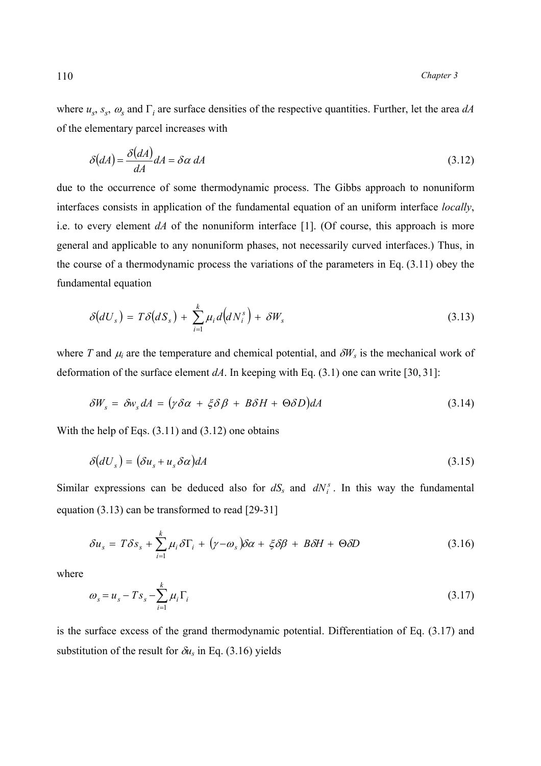where $u_s$, $s_s$, $\omega_s$ and $\Gamma_i$ are surface densities of the respective quantities. Further, let the area $dA$ of the elementary parcel increases with

$$\delta(dA) = \frac{\delta(dA)}{dA} dA = \delta\alpha \, dA \tag{3.12}$$

due to the occurrence of some thermodynamic process. The Gibbs approach to nonuniform interfaces consists in application of the fundamental equation of an uniform interface *locally*, i.e. to every element $dA$ of the nonuniform interface [1]. (Of course, this approach is more general and applicable to any nonuniform phases, not necessarily curved interfaces.) Thus, in the course of a thermodynamic process the variations of the parameters in Eq. (3.11) obey the fundamental equation

$$\delta(dU_s) = T\delta(dS_s) + \sum_{i=1}^{k} \mu_i d\left(dN_i^s\right) + \delta W_s \tag{3.13}$$

where $T$ and $\mu_i$ are the temperature and chemical potential, and $\delta W_s$ is the mechanical work of deformation of the surface element $dA$. In keeping with Eq. (3.1) one can write [30, 31]:

$$\delta W_s = \delta w_s dA = (\gamma\delta\alpha + \xi\delta\beta + B\delta H + \Theta\delta D)dA \tag{3.14}$$

With the help of Eqs. (3.11) and (3.12) one obtains

$$\delta(dU_s) = (\delta u_s + u_s \delta\alpha)dA \tag{3.15}$$

Similar expressions can be deduced also for $dS_s$ and $dN_i^s$. In this way the fundamental equation (3.13) can be transformed to read [29-31]

$$\delta u_s = T\delta s_s + \sum_{i=1}^{k} \mu_i \delta\Gamma_i + (\gamma - \omega_s)\delta\alpha + \xi\delta\beta + B\delta H + \Theta\delta D \tag{3.16}$$

where

$$\omega_s = u_s - Ts_s - \sum_{i=1}^{k} \mu_i \Gamma_i \tag{3.17}$$

is the surface excess of the grand thermodynamic potential. Differentiation of Eq. (3.17) and substitution of the result for $\delta u_s$ in Eq. (3.16) yields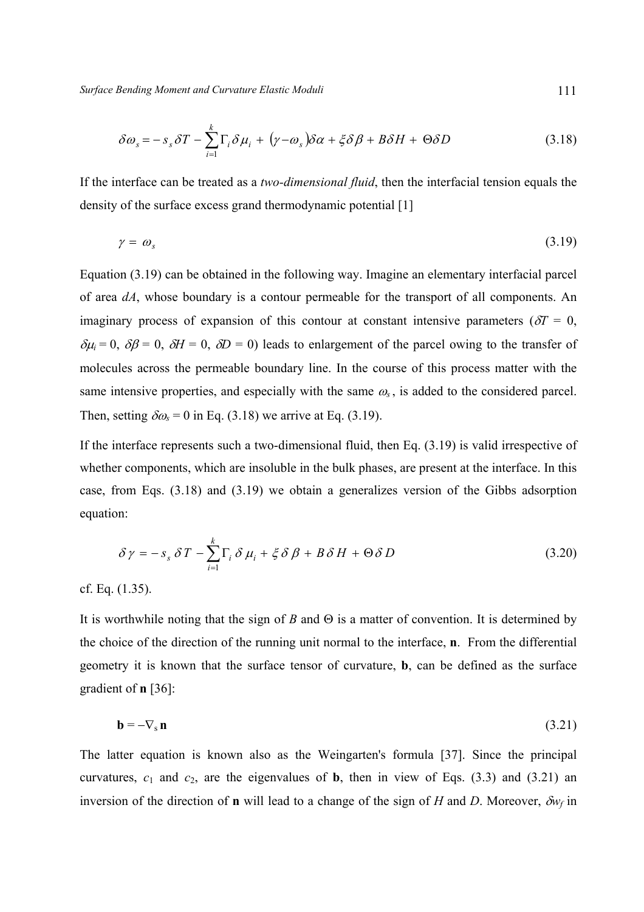$$\delta\omega_s = -s_s\,\delta T - \sum_{i=1}^{k}\Gamma_i\,\delta\mu_i + (\gamma - \omega_s)\delta\alpha + \xi\delta\beta + B\delta H + \Theta\delta D \tag{3.18}$$

If the interface can be treated as a *two-dimensional fluid*, then the interfacial tension equals the density of the surface excess grand thermodynamic potential [1]

$$\gamma = \omega_s \tag{3.19}$$

Equation (3.19) can be obtained in the following way. Imagine an elementary interfacial parcel of area $dA$, whose boundary is a contour permeable for the transport of all components. An imaginary process of expansion of this contour at constant intensive parameters ($\delta T = 0$, $\delta\mu_i = 0$, $\delta\beta = 0$, $\delta H = 0$, $\delta D = 0$) leads to enlargement of the parcel owing to the transfer of molecules across the permeable boundary line. In the course of this process matter with the same intensive properties, and especially with the same $\omega_s$, is added to the considered parcel. Then, setting $\delta\omega_s = 0$ in Eq. (3.18) we arrive at Eq. (3.19).

If the interface represents such a two-dimensional fluid, then Eq. (3.19) is valid irrespective of whether components, which are insoluble in the bulk phases, are present at the interface. In this case, from Eqs. (3.18) and (3.19) we obtain a generalizes version of the Gibbs adsorption equation:

$$\delta\gamma = -s_s\,\delta T - \sum_{i=1}^{k}\Gamma_i\,\delta\mu_i + \xi\,\delta\beta + B\,\delta H + \Theta\,\delta D \tag{3.20}$$

cf. Eq. (1.35).

It is worthwhile noting that the sign of $B$ and $\Theta$ is a matter of convention. It is determined by the choice of the direction of the running unit normal to the interface, $\mathbf{n}$. From the differential geometry it is known that the surface tensor of curvature, $\mathbf{b}$, can be defined as the surface gradient of $\mathbf{n}$ [36]:

$$\mathbf{b} = -\nabla_s\,\mathbf{n} \tag{3.21}$$

The latter equation is known also as the Weingarten's formula [37]. Since the principal curvatures, $c_1$ and $c_2$, are the eigenvalues of $\mathbf{b}$, then in view of Eqs. (3.3) and (3.21) an inversion of the direction of $\mathbf{n}$ will lead to a change of the sign of $H$ and $D$. Moreover, $\delta w_f$ in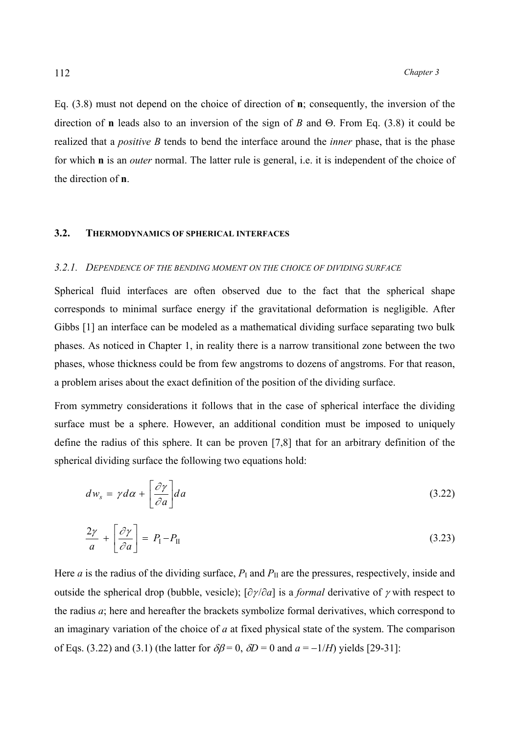Eq. (3.8) must not depend on the choice of direction of **n**; consequently, the inversion of the direction of **n** leads also to an inversion of the sign of $B$ and $\Theta$. From Eq. (3.8) it could be realized that a *positive B* tends to bend the interface around the *inner* phase, that is the phase for which **n** is an *outer* normal. The latter rule is general, i.e. it is independent of the choice of the direction of **n**.

## 3.2. THERMODYNAMICS OF SPHERICAL INTERFACES

### 3.2.1. DEPENDENCE OF THE BENDING MOMENT ON THE CHOICE OF DIVIDING SURFACE

Spherical fluid interfaces are often observed due to the fact that the spherical shape corresponds to minimal surface energy if the gravitational deformation is negligible. After Gibbs [1] an interface can be modeled as a mathematical dividing surface separating two bulk phases. As noticed in Chapter 1, in reality there is a narrow transitional zone between the two phases, whose thickness could be from few angstroms to dozens of angstroms. For that reason, a problem arises about the exact definition of the position of the dividing surface.

From symmetry considerations it follows that in the case of spherical interface the dividing surface must be a sphere. However, an additional condition must be imposed to uniquely define the radius of this sphere. It can be proven [7,8] that for an arbitrary definition of the spherical dividing surface the following two equations hold:

$$dw_s = \gamma d\alpha + \left[\frac{\partial \gamma}{\partial a}\right] da \tag{3.22}$$

$$\frac{2\gamma}{a} + \left[\frac{\partial \gamma}{\partial a}\right] = P_{\mathrm{I}} - P_{\mathrm{II}} \tag{3.23}$$

Here $a$ is the radius of the dividing surface, $P_{\mathrm{I}}$ and $P_{\mathrm{II}}$ are the pressures, respectively, inside and outside the spherical drop (bubble, vesicle); $[\partial\gamma/\partial a]$ is a *formal* derivative of $\gamma$ with respect to the radius $a$; here and hereafter the brackets symbolize formal derivatives, which correspond to an imaginary variation of the choice of $a$ at fixed physical state of the system. The comparison of Eqs. (3.22) and (3.1) (the latter for $\delta\beta = 0$, $\delta D = 0$ and $a = -1/H$) yields [29-31]: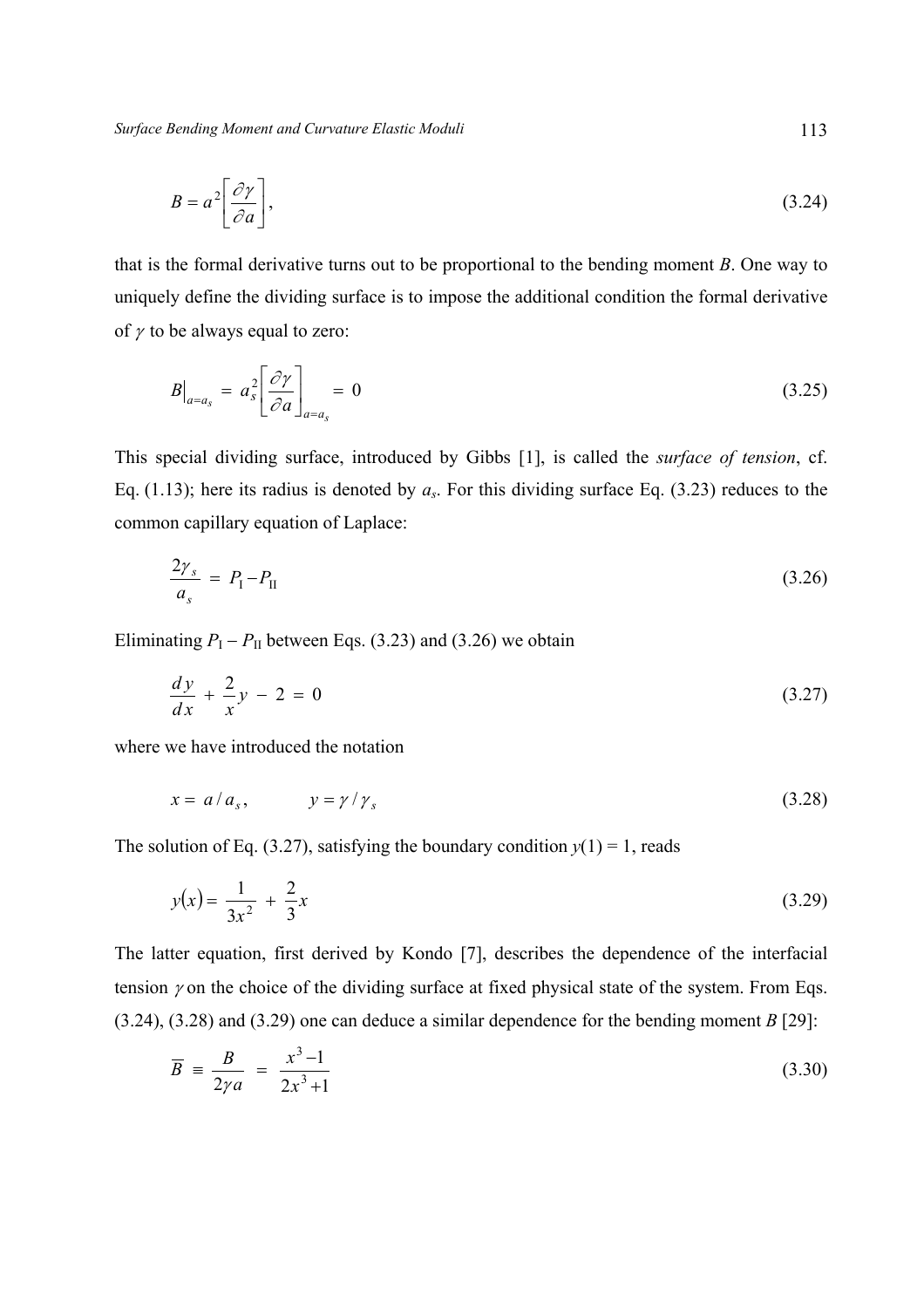$$B = a^2 \left[ \frac{\partial \gamma}{\partial a} \right], \tag{3.24}$$

that is the formal derivative turns out to be proportional to the bending moment $B$. One way to uniquely define the dividing surface is to impose the additional condition the formal derivative of $\gamma$ to be always equal to zero:

$$B\big|_{a=a_s} = a_s^2 \left[ \frac{\partial \gamma}{\partial a} \right]_{a=a_s} = 0 \tag{3.25}$$

This special dividing surface, introduced by Gibbs [1], is called the *surface of tension*, cf. Eq. (1.13); here its radius is denoted by $a_s$. For this dividing surface Eq. (3.23) reduces to the common capillary equation of Laplace:

$$\frac{2\gamma_s}{a_s} = P_{\mathrm{I}} - P_{\mathrm{II}} \tag{3.26}$$

Eliminating $P_{\mathrm{I}} - P_{\mathrm{II}}$ between Eqs. (3.23) and (3.26) we obtain

$$\frac{dy}{dx} + \frac{2}{x} y - 2 = 0 \tag{3.27}$$

where we have introduced the notation

$$x = a / a_s, \qquad y = \gamma / \gamma_s \tag{3.28}$$

The solution of Eq. (3.27), satisfying the boundary condition $y(1) = 1$, reads

$$y(x) = \frac{1}{3x^2} + \frac{2}{3} x \tag{3.29}$$

The latter equation, first derived by Kondo [7], describes the dependence of the interfacial tension $\gamma$ on the choice of the dividing surface at fixed physical state of the system. From Eqs. (3.24), (3.28) and (3.29) one can deduce a similar dependence for the bending moment $B$ [29]:

$$\overline{B} \equiv \frac{B}{2\gamma a} = \frac{x^3 - 1}{2x^3 + 1} \tag{3.30}$$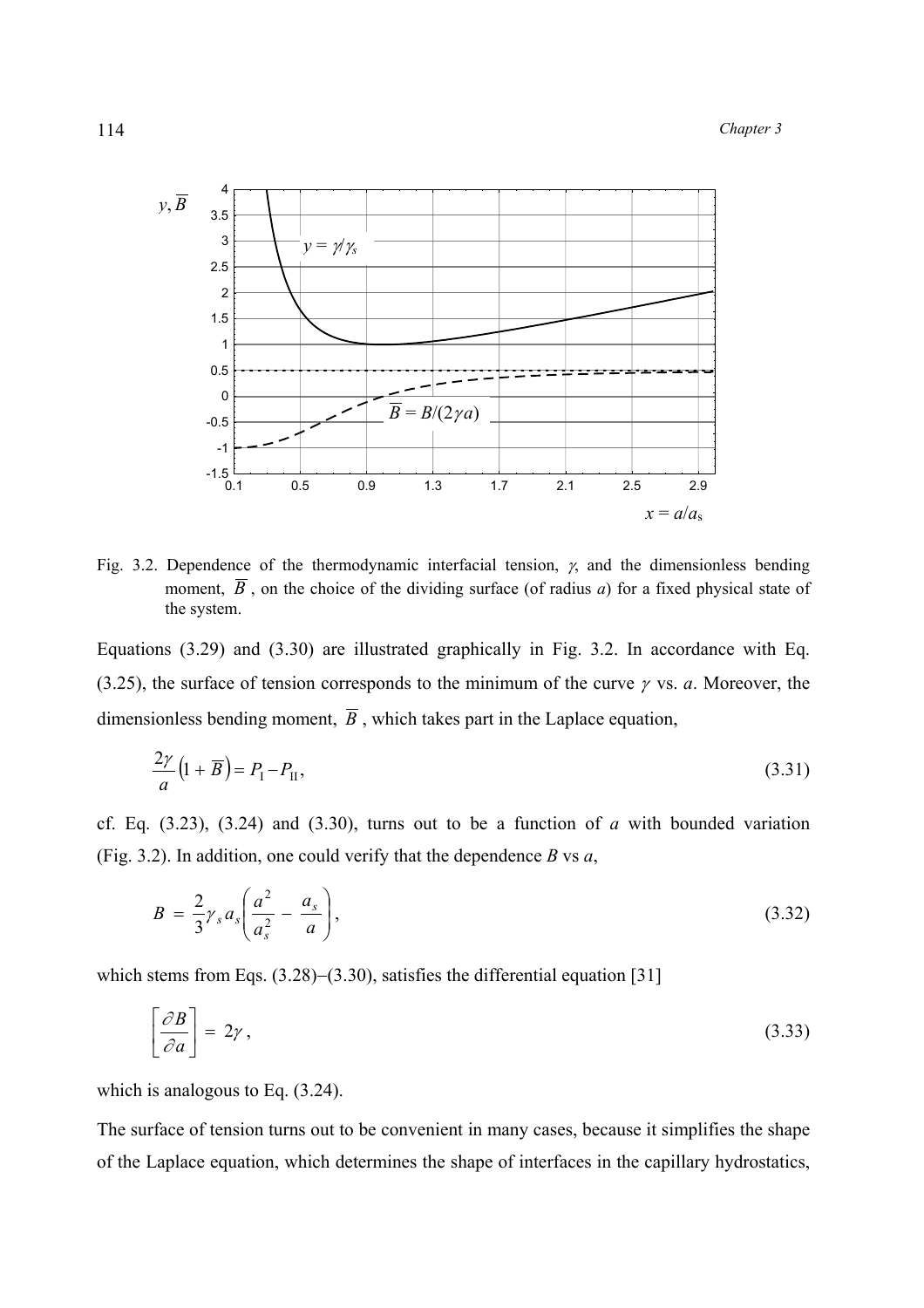Fig. 3.2. Dependence of the thermodynamic interfacial tension, $\gamma$, and the dimensionless bending moment, $\overline{B}$, on the choice of the dividing surface (of radius $a$) for a fixed physical state of the system.

Equations (3.29) and (3.30) are illustrated graphically in Fig. 3.2. In accordance with Eq. (3.25), the surface of tension corresponds to the minimum of the curve $\gamma$ vs. $a$. Moreover, the dimensionless bending moment, $\overline{B}$, which takes part in the Laplace equation,

$$\frac{2\gamma}{a}\left(1+\overline{B}\right)=P_{\mathrm{I}}-P_{\mathrm{II}}, \tag{3.31}$$

cf. Eq. (3.23), (3.24) and (3.30), turns out to be a function of $a$ with bounded variation (Fig. 3.2). In addition, one could verify that the dependence $B$ vs $a$,

$$B = \frac{2}{3}\gamma_s a_s\left(\frac{a^2}{a_s^2}-\frac{a_s}{a}\right), \tag{3.32}$$

which stems from Eqs. (3.28)–(3.30), satisfies the differential equation [31]

$$\left[\frac{\partial B}{\partial a}\right] = 2\gamma, \tag{3.33}$$

which is analogous to Eq. (3.24).

The surface of tension turns out to be convenient in many cases, because it simplifies the shape of the Laplace equation, which determines the shape of interfaces in the capillary hydrostatics,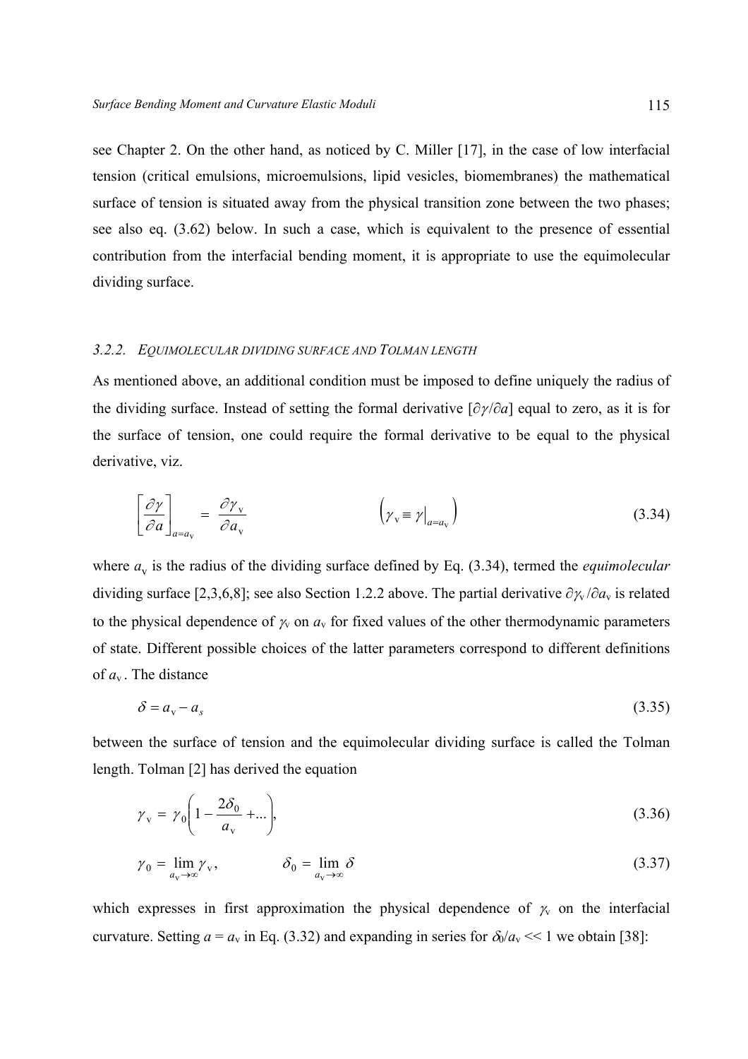see Chapter 2. On the other hand, as noticed by C. Miller [17], in the case of low interfacial tension (critical emulsions, microemulsions, lipid vesicles, biomembranes) the mathematical surface of tension is situated away from the physical transition zone between the two phases; see also eq. (3.62) below. In such a case, which is equivalent to the presence of essential contribution from the interfacial bending moment, it is appropriate to use the equimolecular dividing surface.

### 3.2.2. Equimolecular Dividing Surface and Tolman Length

As mentioned above, an additional condition must be imposed to define uniquely the radius of the dividing surface. Instead of setting the formal derivative $[\partial\gamma/\partial a]$ equal to zero, as it is for the surface of tension, one could require the formal derivative to be equal to the physical derivative, viz.

$$\left[\frac{\partial \gamma}{\partial a}\right]_{a=a_{\mathrm{v}}} = \frac{\partial \gamma_{\mathrm{v}}}{\partial a_{\mathrm{v}}} \qquad \left(\gamma_{\mathrm{v}} \equiv \gamma\big|_{a=a_{\mathrm{v}}}\right) \tag{3.34}$$

where $a_{\mathrm{v}}$ is the radius of the dividing surface defined by Eq. (3.34), termed the *equimolecular* dividing surface [2,3,6,8]; see also Section 1.2.2 above. The partial derivative $\partial\gamma_{\mathrm{v}}/\partial a_{\mathrm{v}}$ is related to the physical dependence of $\gamma_{\mathrm{v}}$ on $a_{\mathrm{v}}$ for fixed values of the other thermodynamic parameters of state. Different possible choices of the latter parameters correspond to different definitions of $a_{\mathrm{v}}$. The distance

$$\delta = a_{\mathrm{v}} - a_s \tag{3.35}$$

between the surface of tension and the equimolecular dividing surface is called the Tolman length. Tolman [2] has derived the equation

$$\gamma_{\mathrm{v}} = \gamma_0\left(1 - \frac{2\delta_0}{a_{\mathrm{v}}} + \ldots\right), \tag{3.36}$$

$$\gamma_0 = \lim_{a_{\mathrm{v}}\to\infty} \gamma_{\mathrm{v}}, \qquad \delta_0 = \lim_{a_{\mathrm{v}}\to\infty} \delta \tag{3.37}$$

which expresses in first approximation the physical dependence of $\gamma_{\mathrm{v}}$ on the interfacial curvature. Setting $a = a_{\mathrm{v}}$ in Eq. (3.32) and expanding in series for $\delta_0/a_{\mathrm{v}} \ll 1$ we obtain [38]: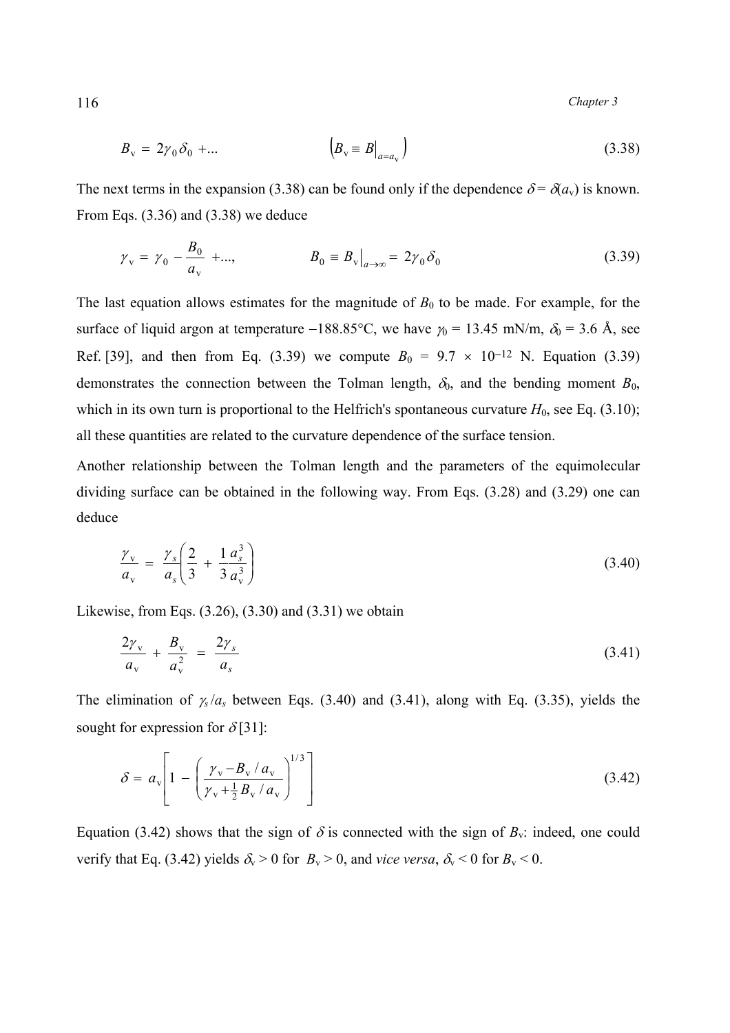$$B_v = 2\gamma_0 \delta_0 + ... \qquad \left(B_v \equiv B\big|_{a=a_v}\right) \tag{3.38}$$

The next terms in the expansion (3.38) can be found only if the dependence $\delta = \delta(a_v)$ is known. From Eqs. (3.36) and (3.38) we deduce

$$\gamma_v = \gamma_0 - \frac{B_0}{a_v} + ..., \qquad B_0 \equiv B_v\big|_{a\to\infty} = 2\gamma_0\delta_0 \tag{3.39}$$

The last equation allows estimates for the magnitude of $B_0$ to be made. For example, for the surface of liquid argon at temperature −188.85°C, we have $\gamma_0$ = 13.45 mN/m, $\delta_0$ = 3.6 Å, see Ref. [39], and then from Eq. (3.39) we compute $B_0$ = 9.7 × $10^{-12}$ N. Equation (3.39) demonstrates the connection between the Tolman length, $\delta_0$, and the bending moment $B_0$, which in its own turn is proportional to the Helfrich's spontaneous curvature $H_0$, see Eq. (3.10); all these quantities are related to the curvature dependence of the surface tension.

Another relationship between the Tolman length and the parameters of the equimolecular dividing surface can be obtained in the following way. From Eqs. (3.28) and (3.29) one can deduce

$$\frac{\gamma_v}{a_v} = \frac{\gamma_s}{a_s}\left(\frac{2}{3} + \frac{1}{3}\frac{a_s^3}{a_v^3}\right) \tag{3.40}$$

Likewise, from Eqs. (3.26), (3.30) and (3.31) we obtain

$$\frac{2\gamma_v}{a_v} + \frac{B_v}{a_v^2} = \frac{2\gamma_s}{a_s} \tag{3.41}$$

The elimination of $\gamma_s/a_s$ between Eqs. (3.40) and (3.41), along with Eq. (3.35), yields the sought for expression for $\delta$ [31]:

$$\delta = a_v\left[1 - \left(\frac{\gamma_v - B_v/a_v}{\gamma_v + \frac{1}{2}B_v/a_v}\right)^{1/3}\right] \tag{3.42}$$

Equation (3.42) shows that the sign of $\delta$ is connected with the sign of $B_v$: indeed, one could verify that Eq. (3.42) yields $\delta_v > 0$ for $B_v > 0$, and *vice versa*, $\delta_v < 0$ for $B_v < 0$.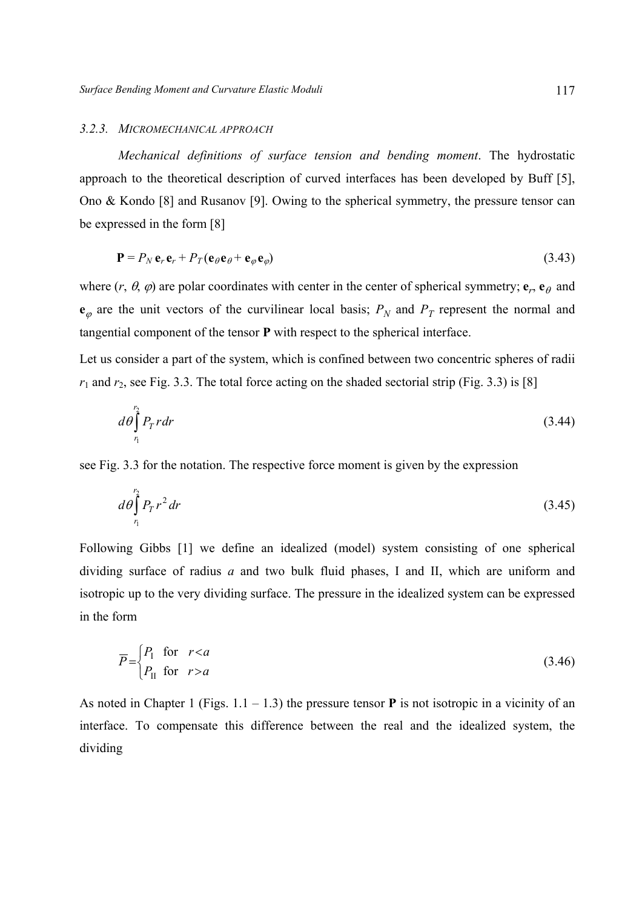### 3.2.3. MICROMECHANICAL APPROACH

*Mechanical definitions of surface tension and bending moment*. The hydrostatic approach to the theoretical description of curved interfaces has been developed by Buff [5], Ono & Kondo [8] and Rusanov [9]. Owing to the spherical symmetry, the pressure tensor can be expressed in the form [8]

$$\mathbf{P} = P_N\, \mathbf{e}_r\, \mathbf{e}_r + P_T\,(\mathbf{e}_\theta \mathbf{e}_\theta + \mathbf{e}_\varphi \mathbf{e}_\varphi) \tag{3.43}$$

where $(r, \theta, \varphi)$ are polar coordinates with center in the center of spherical symmetry; $\mathbf{e}_r$, $\mathbf{e}_\theta$ and $\mathbf{e}_\varphi$ are the unit vectors of the curvilinear local basis; $P_N$ and $P_T$ represent the normal and tangential component of the tensor $\mathbf{P}$ with respect to the spherical interface.

Let us consider a part of the system, which is confined between two concentric spheres of radii $r_1$ and $r_2$, see Fig. 3.3. The total force acting on the shaded sectorial strip (Fig. 3.3) is [8]

$$d\theta \int_{r_1}^{r_2} P_T\, r\, dr \tag{3.44}$$

see Fig. 3.3 for the notation. The respective force moment is given by the expression

$$d\theta \int_{r_1}^{r_2} P_T\, r^2\, dr \tag{3.45}$$

Following Gibbs [1] we define an idealized (model) system consisting of one spherical dividing surface of radius $a$ and two bulk fluid phases, I and II, which are uniform and isotropic up to the very dividing surface. The pressure in the idealized system can be expressed in the form

$$\overline{P} = \begin{cases} P_{\mathrm{I}} & \text{for} \quad r < a \\ P_{\mathrm{II}} & \text{for} \quad r > a \end{cases} \tag{3.46}$$

As noted in Chapter 1 (Figs. 1.1 – 1.3) the pressure tensor $\mathbf{P}$ is not isotropic in a vicinity of an interface. To compensate this difference between the real and the idealized system, the dividing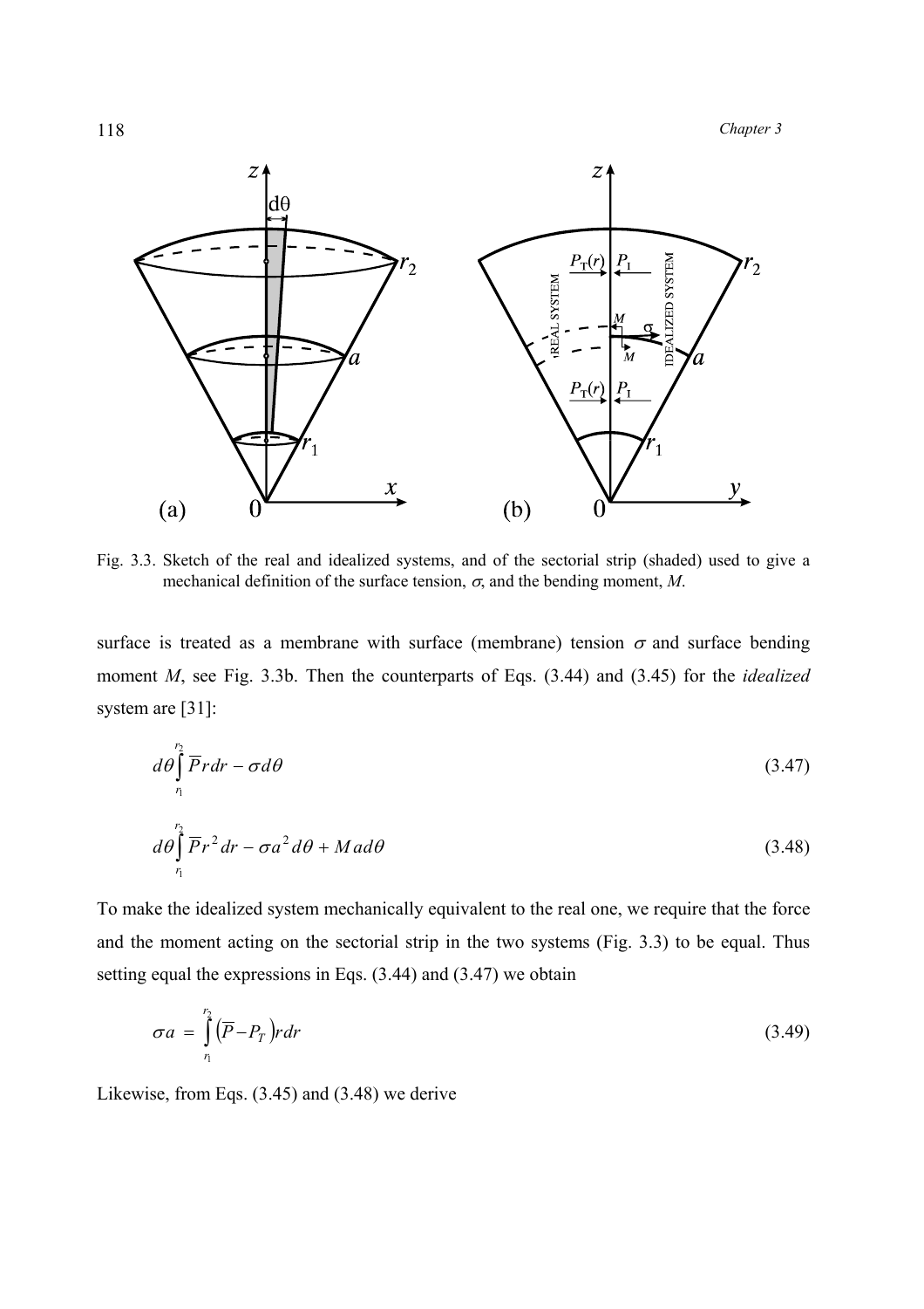Fig. 3.3. Sketch of the real and idealized systems, and of the sectorial strip (shaded) used to give a mechanical definition of the surface tension, $\sigma$, and the bending moment, $M$.

surface is treated as a membrane with surface (membrane) tension $\sigma$ and surface bending moment $M$, see Fig. 3.3b. Then the counterparts of Eqs. (3.44) and (3.45) for the *idealized* system are [31]:

$$d\theta \int_{r_1}^{r_2} \overline{P} r dr - \sigma d\theta \tag{3.47}$$

$$d\theta \int_{r_1}^{r_2} \overline{P} r^2 dr - \sigma a^2 d\theta + M a d\theta \tag{3.48}$$

To make the idealized system mechanically equivalent to the real one, we require that the force and the moment acting on the sectorial strip in the two systems (Fig. 3.3) to be equal. Thus setting equal the expressions in Eqs. (3.44) and (3.47) we obtain

$$\sigma a = \int_{r_1}^{r_2} \left(\overline{P} - P_T\right) r dr \tag{3.49}$$

Likewise, from Eqs. (3.45) and (3.48) we derive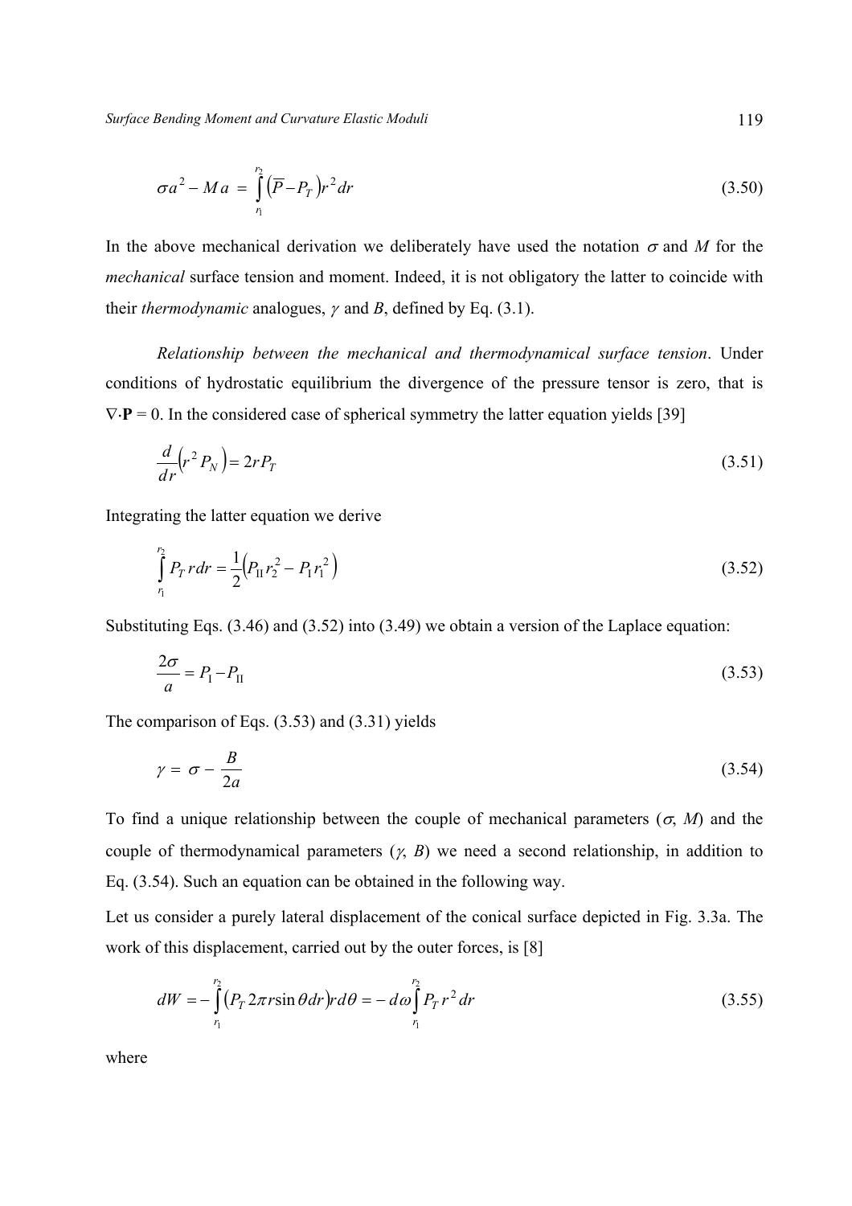$$\sigma a^2 - M a = \int_{r_1}^{r_2} \left(\overline{P} - P_T\right) r^2 dr \tag{3.50}$$

In the above mechanical derivation we deliberately have used the notation $\sigma$ and $M$ for the *mechanical* surface tension and moment. Indeed, it is not obligatory the latter to coincide with their *thermodynamic* analogues, $\gamma$ and $B$, defined by Eq. (3.1).

*Relationship between the mechanical and thermodynamical surface tension*. Under conditions of hydrostatic equilibrium the divergence of the pressure tensor is zero, that is $\nabla \cdot \mathbf{P} = 0$. In the considered case of spherical symmetry the latter equation yields [39]

$$\frac{d}{dr}\left(r^2 P_N\right) = 2 r P_T \tag{3.51}$$

Integrating the latter equation we derive

$$\int_{r_1}^{r_2} P_T\, r\, dr = \frac{1}{2}\left(P_{\mathrm{II}} r_2^2 - P_{\mathrm{I}} r_1^2\right) \tag{3.52}$$

Substituting Eqs. (3.46) and (3.52) into (3.49) we obtain a version of the Laplace equation:

$$\frac{2\sigma}{a} = P_{\mathrm{I}} - P_{\mathrm{II}} \tag{3.53}$$

The comparison of Eqs. (3.53) and (3.31) yields

$$\gamma = \sigma - \frac{B}{2a} \tag{3.54}$$

To find a unique relationship between the couple of mechanical parameters ($\sigma$, $M$) and the couple of thermodynamical parameters ($\gamma$, $B$) we need a second relationship, in addition to Eq. (3.54). Such an equation can be obtained in the following way.

Let us consider a purely lateral displacement of the conical surface depicted in Fig. 3.3a. The work of this displacement, carried out by the outer forces, is [8]

$$dW = -\int_{r_1}^{r_2} \left(P_T\, 2\pi r \sin\theta\, dr\right) r\, d\theta = -\,d\omega \int_{r_1}^{r_2} P_T\, r^2\, dr \tag{3.55}$$

where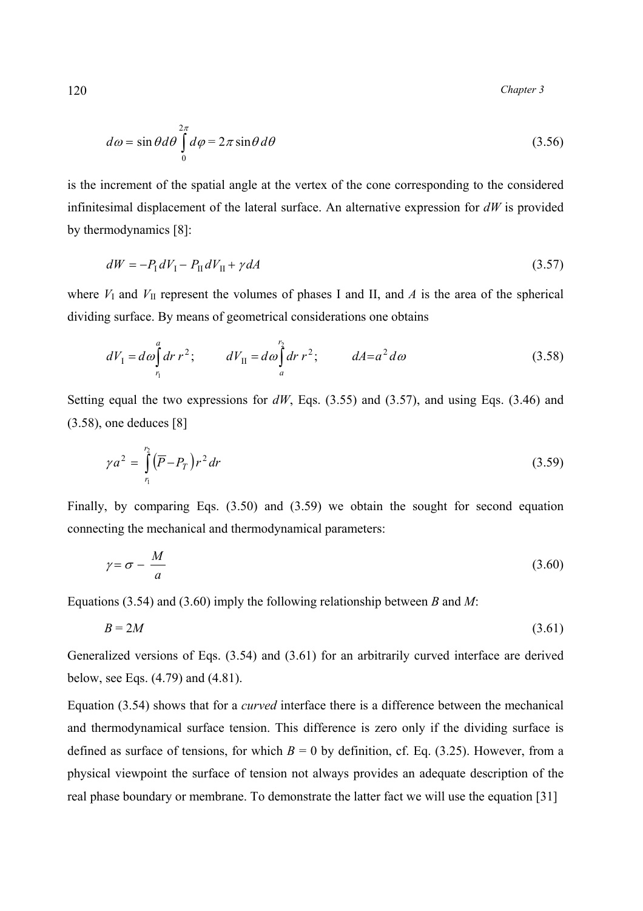$$d\omega = \sin\theta d\theta \int_0^{2\pi} d\varphi = 2\pi \sin\theta\, d\theta \tag{3.56}$$

is the increment of the spatial angle at the vertex of the cone corresponding to the considered infinitesimal displacement of the lateral surface. An alternative expression for $dW$ is provided by thermodynamics [8]:

$$dW = -P_{\mathrm{I}} dV_{\mathrm{I}} - P_{\mathrm{II}} dV_{\mathrm{II}} + \gamma dA \tag{3.57}$$

where $V_{\mathrm{I}}$ and $V_{\mathrm{II}}$ represent the volumes of phases I and II, and $A$ is the area of the spherical dividing surface. By means of geometrical considerations one obtains

$$dV_{\mathrm{I}} = d\omega \int_{r_1}^{a} dr\, r^2; \qquad dV_{\mathrm{II}} = d\omega \int_{a}^{r_2} dr\, r^2; \qquad dA = a^2 d\omega \tag{3.58}$$

Setting equal the two expressions for $dW$, Eqs. (3.55) and (3.57), and using Eqs. (3.46) and (3.58), one deduces [8]

$$\gamma a^2 = \int_{r_1}^{r_2} \left(\overline{P} - P_T\right) r^2 dr \tag{3.59}$$

Finally, by comparing Eqs. (3.50) and (3.59) we obtain the sought for second equation connecting the mechanical and thermodynamical parameters:

$$\gamma = \sigma - \frac{M}{a} \tag{3.60}$$

Equations (3.54) and (3.60) imply the following relationship between $B$ and $M$:

$$B = 2M \tag{3.61}$$

Generalized versions of Eqs. (3.54) and (3.61) for an arbitrarily curved interface are derived below, see Eqs. (4.79) and (4.81).

Equation (3.54) shows that for a *curved* interface there is a difference between the mechanical and thermodynamical surface tension. This difference is zero only if the dividing surface is defined as surface of tensions, for which $B = 0$ by definition, cf. Eq. (3.25). However, from a physical viewpoint the surface of tension not always provides an adequate description of the real phase boundary or membrane. To demonstrate the latter fact we will use the equation [31]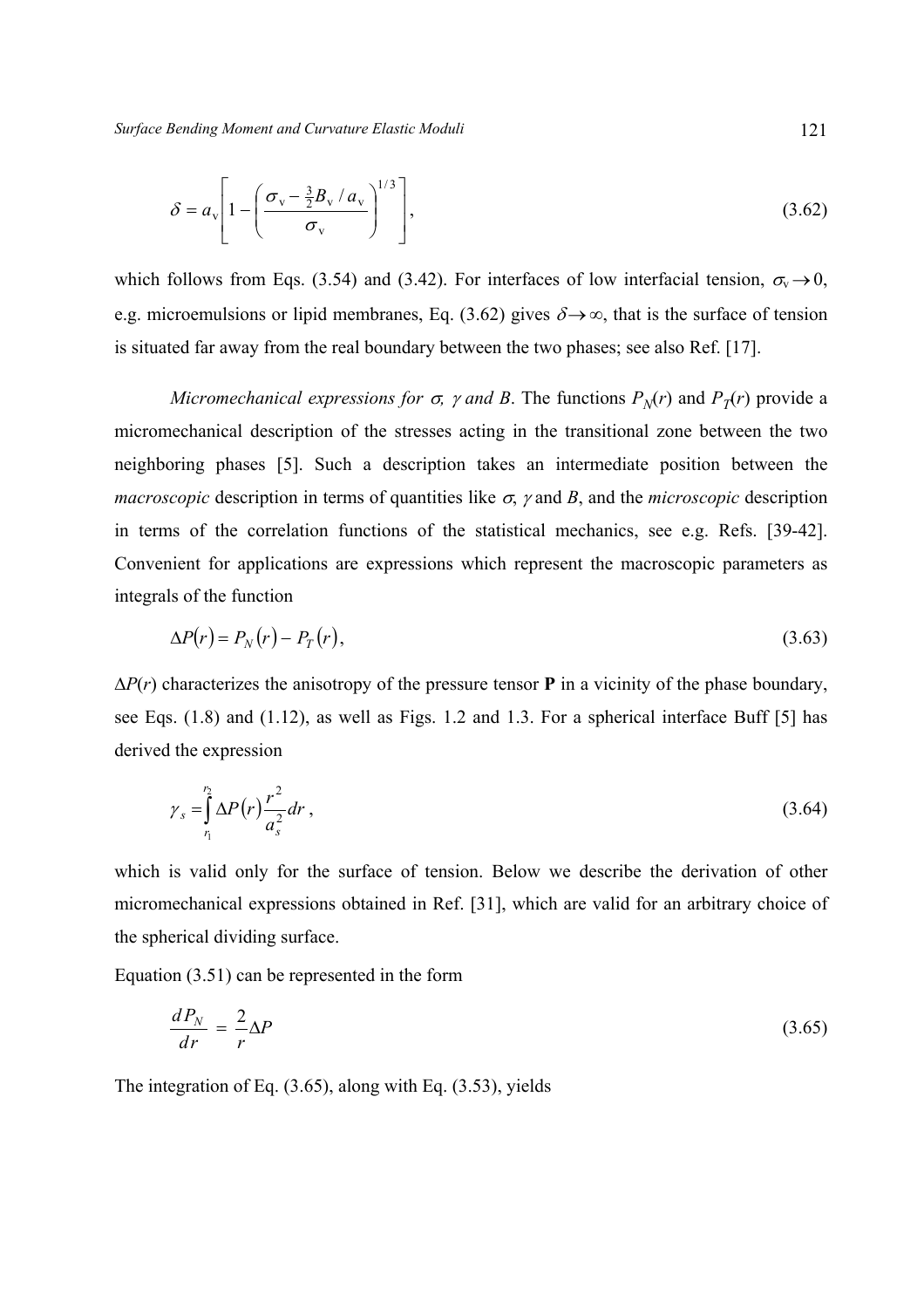$$\delta = a_{\mathrm{v}} \left[ 1 - \left( \frac{\sigma_{\mathrm{v}} - \frac{3}{2} B_{\mathrm{v}} / a_{\mathrm{v}}}{\sigma_{\mathrm{v}}} \right)^{1/3} \right], \tag{3.62}$$

which follows from Eqs. (3.54) and (3.42). For interfaces of low interfacial tension, $\sigma_{\mathrm{v}} \to 0$, e.g. microemulsions or lipid membranes, Eq. (3.62) gives $\delta \to \infty$, that is the surface of tension is situated far away from the real boundary between the two phases; see also Ref. [17].

*Micromechanical expressions for $\sigma$, $\gamma$ and B*. The functions $P_N(r)$ and $P_T(r)$ provide a micromechanical description of the stresses acting in the transitional zone between the two neighboring phases [5]. Such a description takes an intermediate position between the *macroscopic* description in terms of quantities like $\sigma$, $\gamma$ and $B$, and the *microscopic* description in terms of the correlation functions of the statistical mechanics, see e.g. Refs. [39-42]. Convenient for applications are expressions which represent the macroscopic parameters as integrals of the function

$$\Delta P(r) = P_N(r) - P_T(r), \tag{3.63}$$

$\Delta P(r)$ characterizes the anisotropy of the pressure tensor **P** in a vicinity of the phase boundary, see Eqs. (1.8) and (1.12), as well as Figs. 1.2 and 1.3. For a spherical interface Buff [5] has derived the expression

$$\gamma_s = \int_{r_1}^{r_2} \Delta P(r) \frac{r^2}{a_s^2} dr \,, \tag{3.64}$$

which is valid only for the surface of tension. Below we describe the derivation of other micromechanical expressions obtained in Ref. [31], which are valid for an arbitrary choice of the spherical dividing surface.

Equation (3.51) can be represented in the form

$$\frac{dP_N}{dr} = \frac{2}{r} \Delta P \tag{3.65}$$

The integration of Eq. (3.65), along with Eq. (3.53), yields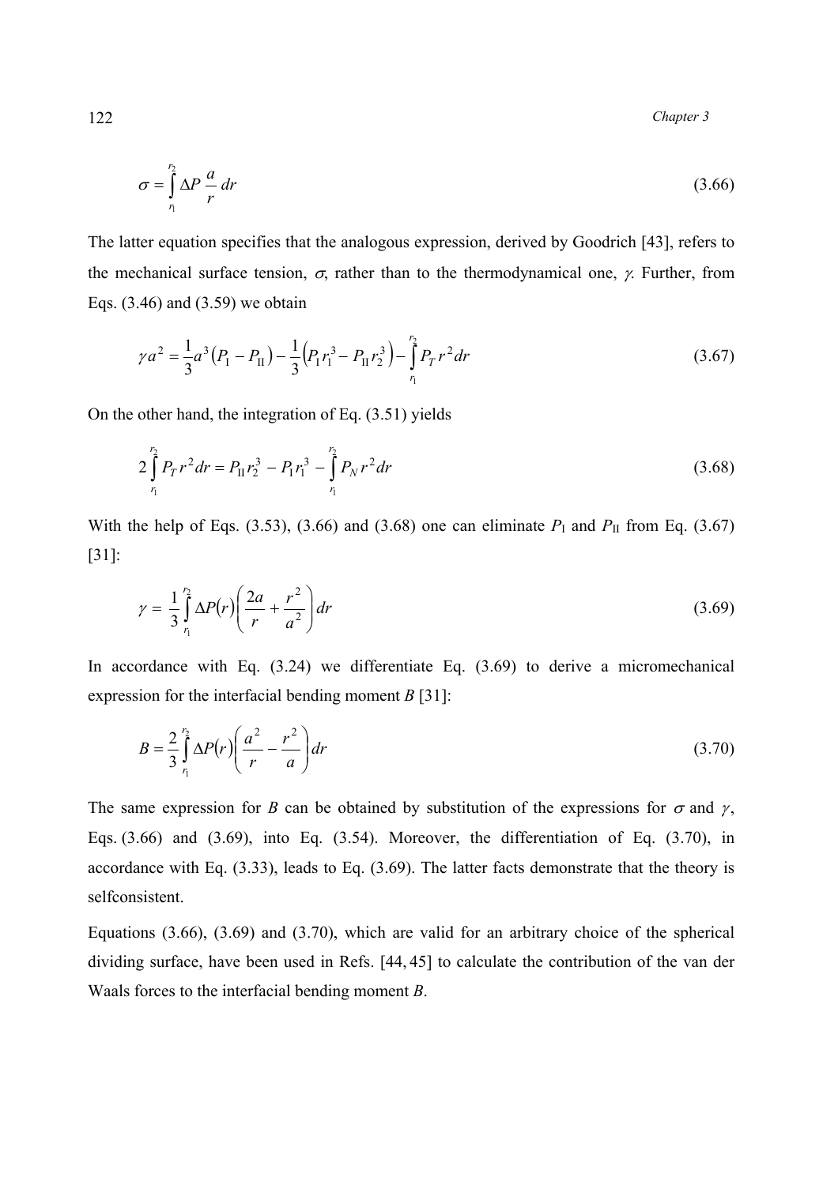$$\sigma = \int_{r_1}^{r_2} \Delta P \, \frac{a}{r} \, dr \tag{3.66}$$

The latter equation specifies that the analogous expression, derived by Goodrich [43], refers to the mechanical surface tension, $\sigma$, rather than to the thermodynamical one, $\gamma$. Further, from Eqs. (3.46) and (3.59) we obtain

$$\gamma a^2 = \frac{1}{3} a^3 \left( P_{\mathrm{I}} - P_{\mathrm{II}} \right) - \frac{1}{3} \left( P_{\mathrm{I}} r_1^3 - P_{\mathrm{II}} r_2^3 \right) - \int_{r_1}^{r_2} P_T \, r^2 dr \tag{3.67}$$

On the other hand, the integration of Eq. (3.51) yields

$$2 \int_{r_1}^{r_2} P_T \, r^2 dr = P_{\mathrm{II}} r_2^3 - P_{\mathrm{I}} r_1^3 - \int_{r_1}^{r_2} P_N \, r^2 dr \tag{3.68}$$

With the help of Eqs. (3.53), (3.66) and (3.68) one can eliminate $P_{\mathrm{I}}$ and $P_{\mathrm{II}}$ from Eq. (3.67) [31]:

$$\gamma = \frac{1}{3} \int_{r_1}^{r_2} \Delta P(r) \left( \frac{2a}{r} + \frac{r^2}{a^2} \right) dr \tag{3.69}$$

In accordance with Eq. (3.24) we differentiate Eq. (3.69) to derive a micromechanical expression for the interfacial bending moment $B$ [31]:

$$B = \frac{2}{3} \int_{r_1}^{r_2} \Delta P(r) \left( \frac{a^2}{r} - \frac{r^2}{a} \right) dr \tag{3.70}$$

The same expression for $B$ can be obtained by substitution of the expressions for $\sigma$ and $\gamma$, Eqs. (3.66) and (3.69), into Eq. (3.54). Moreover, the differentiation of Eq. (3.70), in accordance with Eq. (3.33), leads to Eq. (3.69). The latter facts demonstrate that the theory is selfconsistent.

Equations (3.66), (3.69) and (3.70), which are valid for an arbitrary choice of the spherical dividing surface, have been used in Refs. [44, 45] to calculate the contribution of the van der Waals forces to the interfacial bending moment $B$.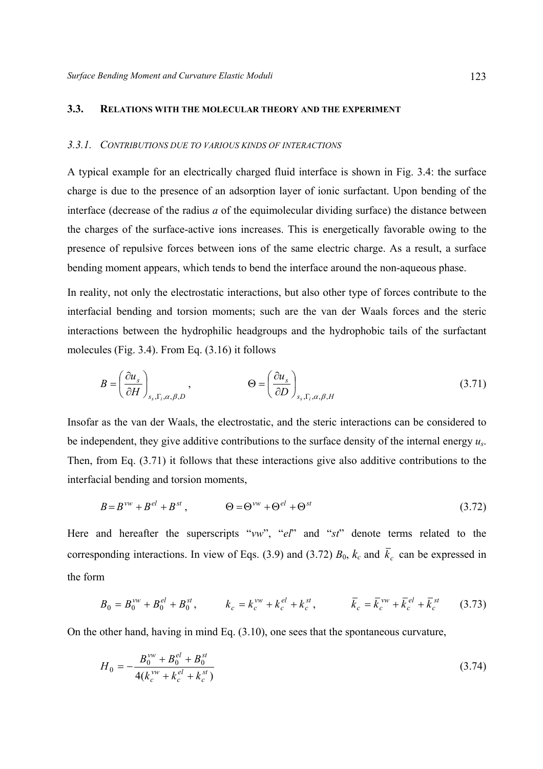## 3.3. RELATIONS WITH THE MOLECULAR THEORY AND THE EXPERIMENT

### 3.3.1. CONTRIBUTIONS DUE TO VARIOUS KINDS OF INTERACTIONS

A typical example for an electrically charged fluid interface is shown in Fig. 3.4: the surface charge is due to the presence of an adsorption layer of ionic surfactant. Upon bending of the interface (decrease of the radius *a* of the equimolecular dividing surface) the distance between the charges of the surface-active ions increases. This is energetically favorable owing to the presence of repulsive forces between ions of the same electric charge. As a result, a surface bending moment appears, which tends to bend the interface around the non-aqueous phase.

In reality, not only the electrostatic interactions, but also other type of forces contribute to the interfacial bending and torsion moments; such are the van der Waals forces and the steric interactions between the hydrophilic headgroups and the hydrophobic tails of the surfactant molecules (Fig. 3.4). From Eq. (3.16) it follows

$$B = \left(\frac{\partial u_s}{\partial H}\right)_{s_s,\Gamma_i,\alpha,\beta,D}, \qquad \Theta = \left(\frac{\partial u_s}{\partial D}\right)_{s_s,\Gamma_i,\alpha,\beta,H} \tag{3.71}$$

Insofar as the van der Waals, the electrostatic, and the steric interactions can be considered to be independent, they give additive contributions to the surface density of the internal energy $u_s$. Then, from Eq. (3.71) it follows that these interactions give also additive contributions to the interfacial bending and torsion moments,

$$B = B^{vw} + B^{el} + B^{st}, \qquad \Theta = \Theta^{vw} + \Theta^{el} + \Theta^{st} \tag{3.72}$$

Here and hereafter the superscripts "*vw*", "*el*" and "*st*" denote terms related to the corresponding interactions. In view of Eqs. (3.9) and (3.72) $B_0$, $k_c$ and $\bar{k}_c$ can be expressed in the form

$$B_0 = B_0^{vw} + B_0^{el} + B_0^{st}, \qquad k_c = k_c^{vw} + k_c^{el} + k_c^{st}, \qquad \bar{k}_c = \bar{k}_c^{vw} + \bar{k}_c^{el} + \bar{k}_c^{st} \tag{3.73}$$

On the other hand, having in mind Eq. (3.10), one sees that the spontaneous curvature,

$$H_0 = -\frac{B_0^{vw} + B_0^{el} + B_0^{st}}{4(k_c^{vw} + k_c^{el} + k_c^{st})} \tag{3.74}$$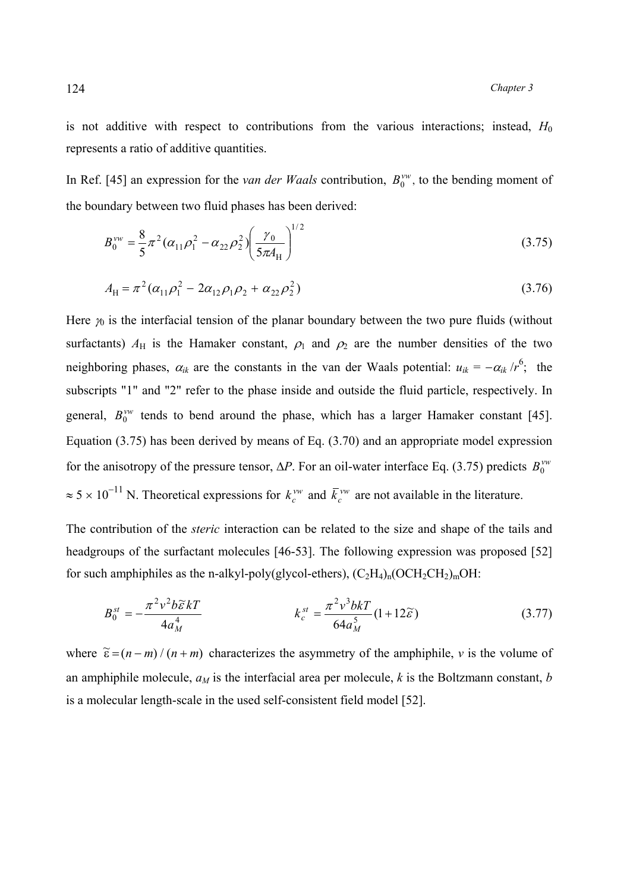is not additive with respect to contributions from the various interactions; instead, $H_0$ represents a ratio of additive quantities.

In Ref. [45] an expression for the *van der Waals* contribution, $B_0^{vw}$, to the bending moment of the boundary between two fluid phases has been derived:

$$B_0^{vw} = \frac{8}{5}\pi^2(\alpha_{11}\rho_1^2 - \alpha_{22}\rho_2^2)\left(\frac{\gamma_0}{5\pi A_{\mathrm{H}}}\right)^{1/2} \tag{3.75}$$

$$A_{\mathrm{H}} = \pi^2(\alpha_{11}\rho_1^2 - 2\alpha_{12}\rho_1\rho_2 + \alpha_{22}\rho_2^2) \tag{3.76}$$

Here $\gamma_0$ is the interfacial tension of the planar boundary between the two pure fluids (without surfactants) $A_{\mathrm{H}}$ is the Hamaker constant, $\rho_1$ and $\rho_2$ are the number densities of the two neighboring phases, $\alpha_{ik}$ are the constants in the van der Waals potential: $u_{ik} = -\alpha_{ik}/r^6$; the subscripts "1" and "2" refer to the phase inside and outside the fluid particle, respectively. In general, $B_0^{vw}$ tends to bend around the phase, which has a larger Hamaker constant [45]. Equation (3.75) has been derived by means of Eq. (3.70) and an appropriate model expression for the anisotropy of the pressure tensor, $\Delta P$. For an oil-water interface Eq. (3.75) predicts $B_0^{vw} \approx 5 \times 10^{-11}$ N. Theoretical expressions for $k_c^{vw}$ and $\bar{k}_c^{vw}$ are not available in the literature.

The contribution of the *steric* interaction can be related to the size and shape of the tails and headgroups of the surfactant molecules [46-53]. The following expression was proposed [52] for such amphiphiles as the n-alkyl-poly(glycol-ethers), $(C_2H_4)_n(OCH_2CH_2)_mOH$:

$$B_0^{st} = -\frac{\pi^2 v^2 b\tilde{\varepsilon} kT}{4a_M^4} \qquad\qquad k_c^{st} = \frac{\pi^2 v^3 bkT}{64 a_M^5}(1+12\tilde{\varepsilon}) \tag{3.77}$$

where $\tilde{\varepsilon} = (n-m)/(n+m)$ characterizes the asymmetry of the amphiphile, $v$ is the volume of an amphiphile molecule, $a_M$ is the interfacial area per molecule, $k$ is the Boltzmann constant, $b$ is a molecular length-scale in the used self-consistent field model [52].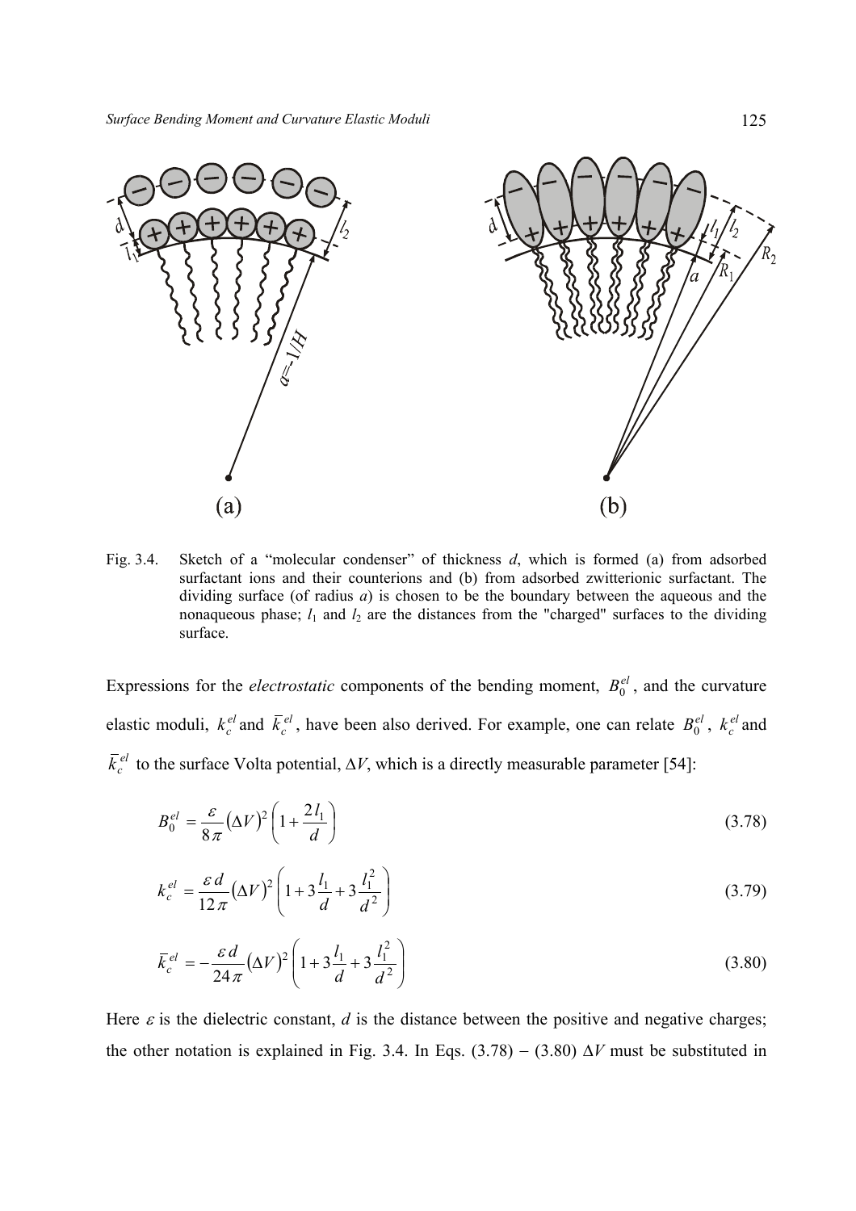Fig. 3.4. Sketch of a "molecular condenser" of thickness $d$, which is formed (a) from adsorbed surfactant ions and their counterions and (b) from adsorbed zwitterionic surfactant. The dividing surface (of radius $a$) is chosen to be the boundary between the aqueous and the nonaqueous phase; $l_1$ and $l_2$ are the distances from the "charged" surfaces to the dividing surface.

Expressions for the *electrostatic* components of the bending moment, $B_0^{el}$, and the curvature elastic moduli, $k_c^{el}$ and $\bar{k}_c^{el}$, have been also derived. For example, one can relate $B_0^{el}$, $k_c^{el}$ and $\bar{k}_c^{el}$ to the surface Volta potential, $\Delta V$, which is a directly measurable parameter [54]:

$$B_0^{el} = \frac{\varepsilon}{8\pi}(\Delta V)^2 \left(1 + \frac{2\,l_1}{d}\right) \tag{3.78}$$

$$k_c^{el} = \frac{\varepsilon\, d}{12\pi}(\Delta V)^2 \left(1 + 3\frac{l_1}{d} + 3\frac{l_1^2}{d^2}\right) \tag{3.79}$$

$$\bar{k}_c^{el} = -\frac{\varepsilon\, d}{24\pi}(\Delta V)^2 \left(1 + 3\frac{l_1}{d} + 3\frac{l_1^2}{d^2}\right) \tag{3.80}$$

Here $\varepsilon$ is the dielectric constant, $d$ is the distance between the positive and negative charges; the other notation is explained in Fig. 3.4. In Eqs. (3.78) − (3.80) $\Delta V$ must be substituted in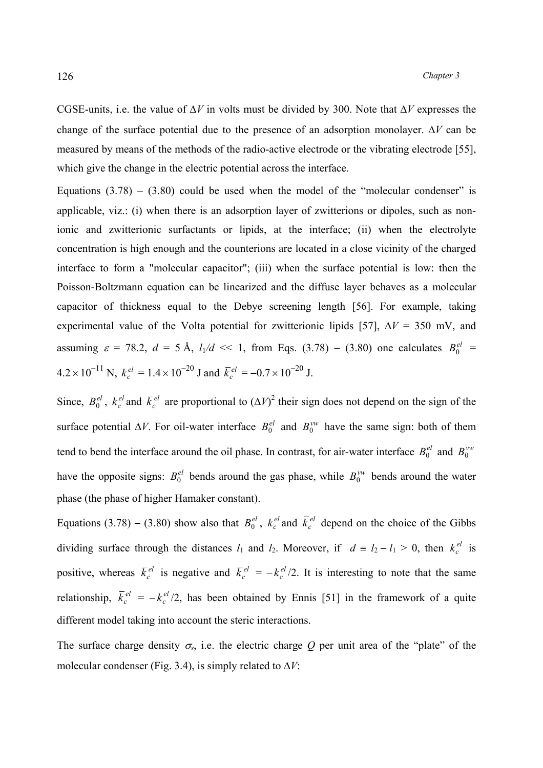CGSE-units, i.e. the value of $\Delta V$ in volts must be divided by 300. Note that $\Delta V$ expresses the change of the surface potential due to the presence of an adsorption monolayer. $\Delta V$ can be measured by means of the methods of the radio-active electrode or the vibrating electrode [55], which give the change in the electric potential across the interface.

Equations (3.78) − (3.80) could be used when the model of the "molecular condenser" is applicable, viz.: (i) when there is an adsorption layer of zwitterions or dipoles, such as non-ionic and zwitterionic surfactants or lipids, at the interface; (ii) when the electrolyte concentration is high enough and the counterions are located in a close vicinity of the charged interface to form a "molecular capacitor"; (iii) when the surface potential is low: then the Poisson-Boltzmann equation can be linearized and the diffuse layer behaves as a molecular capacitor of thickness equal to the Debye screening length [56]. For example, taking experimental value of the Volta potential for zwitterionic lipids [57], $\Delta V$ = 350 mV, and assuming $\varepsilon$ = 78.2, $d$ = 5 Å, $l_1/d \ll 1$, from Eqs. (3.78) − (3.80) one calculates $B_0^{el}$ = $4.2\times10^{-11}$ N, $k_c^{el}$ = $1.4\times10^{-20}$ J and $\bar{k}_c^{el}$ = $-0.7\times10^{-20}$ J.

Since, $B_0^{el}$, $k_c^{el}$ and $\bar{k}_c^{el}$ are proportional to $(\Delta V)^2$ their sign does not depend on the sign of the surface potential $\Delta V$. For oil-water interface $B_0^{el}$ and $B_0^{vw}$ have the same sign: both of them tend to bend the interface around the oil phase. In contrast, for air-water interface $B_0^{el}$ and $B_0^{vw}$ have the opposite signs: $B_0^{el}$ bends around the gas phase, while $B_0^{vw}$ bends around the water phase (the phase of higher Hamaker constant).

Equations (3.78) − (3.80) show also that $B_0^{el}$, $k_c^{el}$ and $\bar{k}_c^{el}$ depend on the choice of the Gibbs dividing surface through the distances $l_1$ and $l_2$. Moreover, if $d \equiv l_2 - l_1 > 0$, then $k_c^{el}$ is positive, whereas $\bar{k}_c^{el}$ is negative and $\bar{k}_c^{el} = -k_c^{el}/2$. It is interesting to note that the same relationship, $\bar{k}_c^{el} = -k_c^{el}/2$, has been obtained by Ennis [51] in the framework of a quite different model taking into account the steric interactions.

The surface charge density $\sigma_s$, i.e. the electric charge $Q$ per unit area of the "plate" of the molecular condenser (Fig. 3.4), is simply related to $\Delta V$: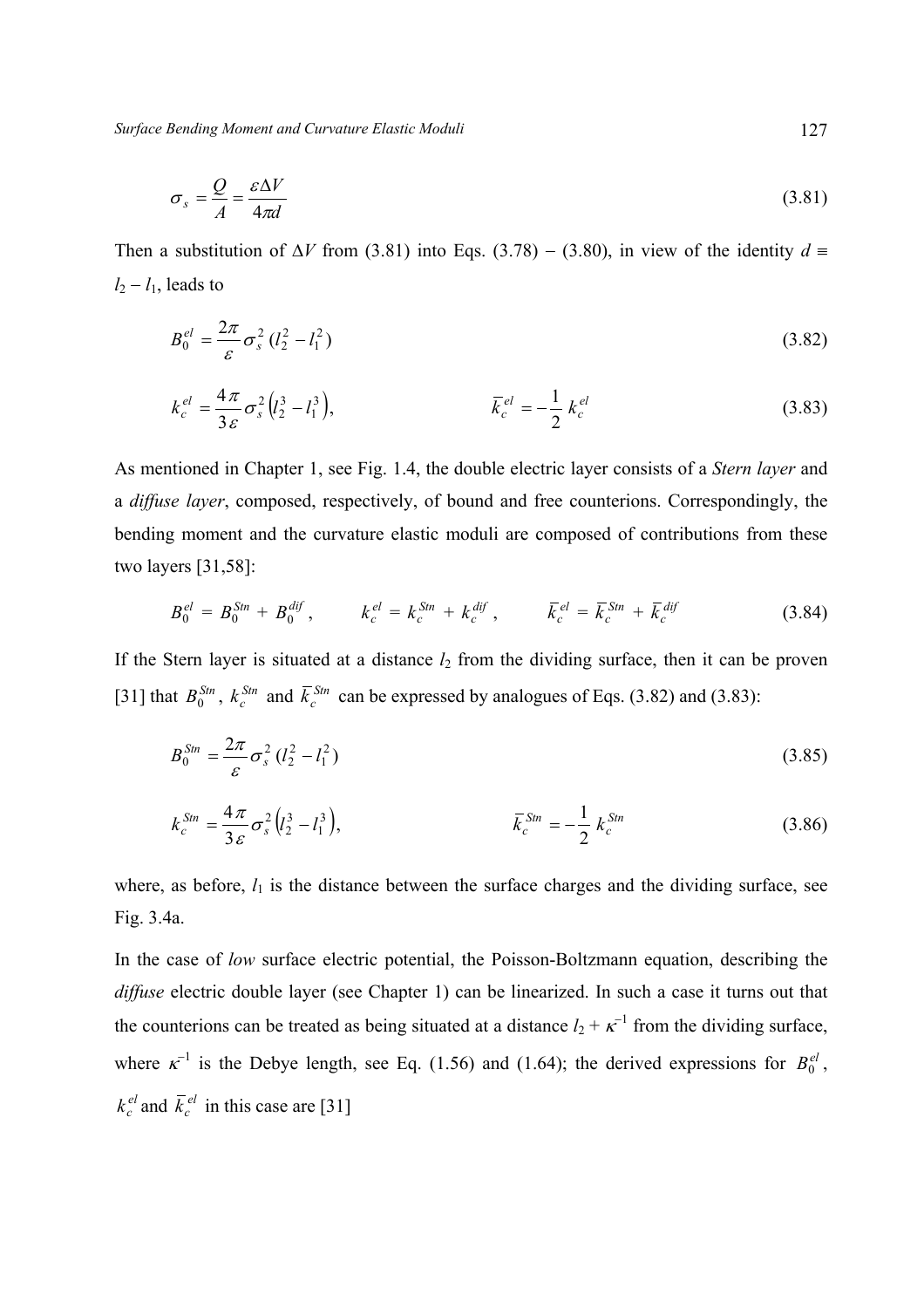$$\sigma_s = \frac{Q}{A} = \frac{\varepsilon \Delta V}{4\pi d} \tag{3.81}$$

Then a substitution of $\Delta V$ from (3.81) into Eqs. (3.78) − (3.80), in view of the identity $d \equiv l_2 - l_1$, leads to

$$B_0^{el} = \frac{2\pi}{\varepsilon}\sigma_s^2\,(l_2^2 - l_1^2) \tag{3.82}$$

$$k_c^{el} = \frac{4\pi}{3\varepsilon}\sigma_s^2\left(l_2^3 - l_1^3\right), \qquad\qquad \bar{k}_c^{el} = -\frac{1}{2}\,k_c^{el} \tag{3.83}$$

As mentioned in Chapter 1, see Fig. 1.4, the double electric layer consists of a *Stern layer* and a *diffuse layer*, composed, respectively, of bound and free counterions. Correspondingly, the bending moment and the curvature elastic moduli are composed of contributions from these two layers [31,58]:

$$B_0^{el} = B_0^{Stn} + B_0^{dif}, \qquad k_c^{el} = k_c^{Stn} + k_c^{dif}, \qquad \bar{k}_c^{el} = \bar{k}_c^{Stn} + \bar{k}_c^{dif} \tag{3.84}$$

If the Stern layer is situated at a distance $l_2$ from the dividing surface, then it can be proven [31] that $B_0^{Stn}$, $k_c^{Stn}$ and $\bar{k}_c^{Stn}$ can be expressed by analogues of Eqs. (3.82) and (3.83):

$$B_0^{Stn} = \frac{2\pi}{\varepsilon}\sigma_s^2\,(l_2^2 - l_1^2) \tag{3.85}$$

$$k_c^{Stn} = \frac{4\pi}{3\varepsilon}\sigma_s^2\left(l_2^3 - l_1^3\right), \qquad\qquad \bar{k}_c^{Stn} = -\frac{1}{2}\,k_c^{Stn} \tag{3.86}$$

where, as before, $l_1$ is the distance between the surface charges and the dividing surface, see Fig. 3.4a.

In the case of *low* surface electric potential, the Poisson-Boltzmann equation, describing the *diffuse* electric double layer (see Chapter 1) can be linearized. In such a case it turns out that the counterions can be treated as being situated at a distance $l_2 + \kappa^{-1}$ from the dividing surface, where $\kappa^{-1}$ is the Debye length, see Eq. (1.56) and (1.64); the derived expressions for $B_0^{el}$, $k_c^{el}$ and $\bar{k}_c^{el}$ in this case are [31]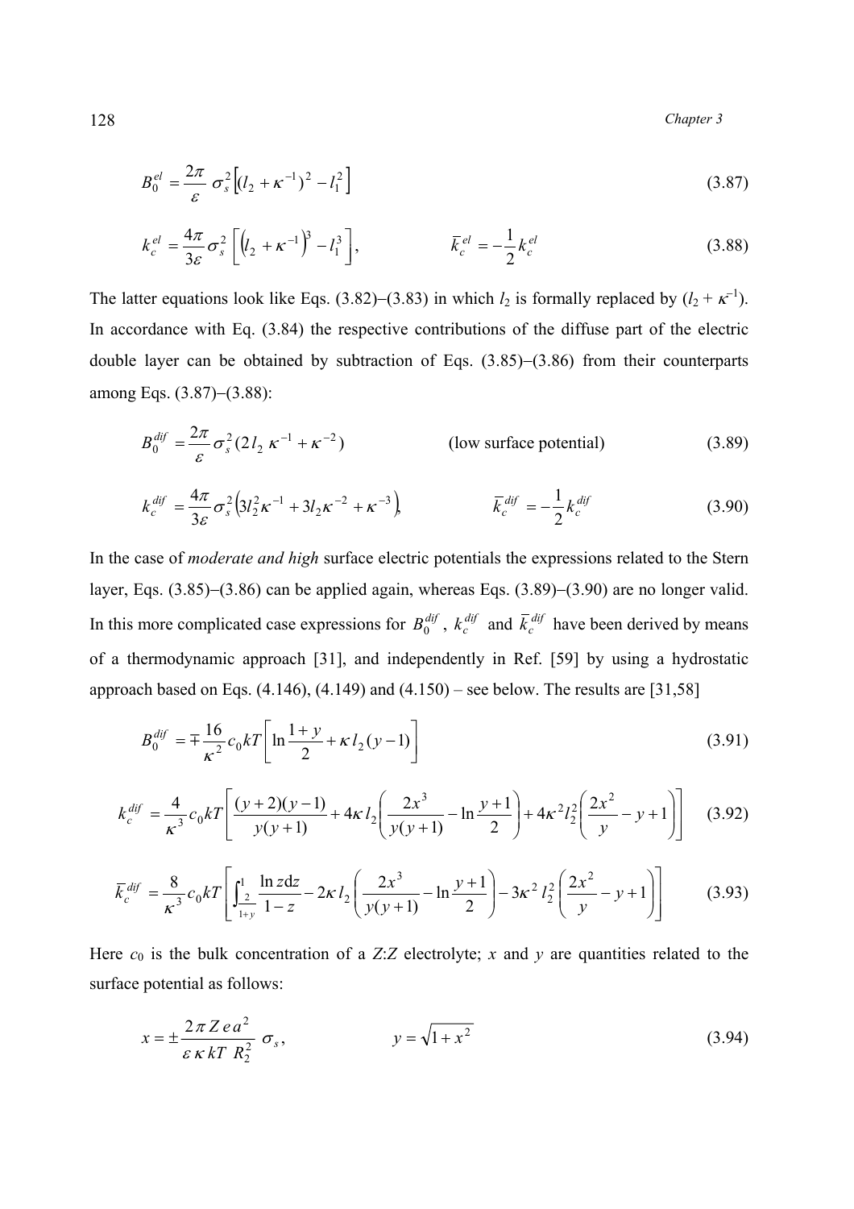$$B_0^{el} = \frac{2\pi}{\varepsilon}\,\sigma_s^2\left[(l_2+\kappa^{-1})^2 - l_1^2\right] \tag{3.87}$$

$$k_c^{el} = \frac{4\pi}{3\varepsilon}\sigma_s^2\left[\left(l_2+\kappa^{-1}\right)^3 - l_1^3\right], \qquad \bar{k}_c^{el} = -\frac{1}{2}k_c^{el} \tag{3.88}$$

The latter equations look like Eqs. (3.82)–(3.83) in which $l_2$ is formally replaced by $(l_2 + \kappa^{-1})$. In accordance with Eq. (3.84) the respective contributions of the diffuse part of the electric double layer can be obtained by subtraction of Eqs. (3.85)–(3.86) from their counterparts among Eqs. (3.87)–(3.88):

$$B_0^{dif} = \frac{2\pi}{\varepsilon}\sigma_s^2(2l_2\,\kappa^{-1}+\kappa^{-2}) \qquad \text{(low surface potential)} \tag{3.89}$$

$$k_c^{dif} = \frac{4\pi}{3\varepsilon}\sigma_s^2\left(3l_2^2\kappa^{-1}+3l_2\kappa^{-2}+\kappa^{-3}\right), \qquad \bar{k}_c^{dif} = -\frac{1}{2}k_c^{dif} \tag{3.90}$$

In the case of *moderate and high* surface electric potentials the expressions related to the Stern layer, Eqs. (3.85)–(3.86) can be applied again, whereas Eqs. (3.89)–(3.90) are no longer valid. In this more complicated case expressions for $B_0^{dif}$, $k_c^{dif}$ and $\bar{k}_c^{dif}$ have been derived by means of a thermodynamic approach [31], and independently in Ref. [59] by using a hydrostatic approach based on Eqs. (4.146), (4.149) and (4.150) – see below. The results are [31,58]

$$B_0^{dif} = \mp\frac{16}{\kappa^2}c_0kT\left[\ln\frac{1+y}{2}+\kappa\,l_2\,(y-1)\right] \tag{3.91}$$

$$k_c^{dif} = \frac{4}{\kappa^3}c_0kT\left[\frac{(y+2)(y-1)}{y(y+1)}+4\kappa\,l_2\left(\frac{2x^3}{y(y+1)}-\ln\frac{y+1}{2}\right)+4\kappa^2l_2^2\left(\frac{2x^2}{y}-y+1\right)\right] \tag{3.92}$$

$$\bar{k}_c^{dif} = \frac{8}{\kappa^3}c_0kT\left[\int_{\frac{2}{1+y}}^{1}\frac{\ln z\mathrm{d}z}{1-z}-2\kappa\,l_2\left(\frac{2x^3}{y(y+1)}-\ln\frac{y+1}{2}\right)-3\kappa^2\,l_2^2\left(\frac{2x^2}{y}-y+1\right)\right] \tag{3.93}$$

Here $c_0$ is the bulk concentration of a $Z$:$Z$ electrolyte; $x$ and $y$ are quantities related to the surface potential as follows:

$$x = \pm\frac{2\pi\,Z\,e\,a^2}{\varepsilon\,\kappa\,kT\;R_2^2}\;\sigma_s, \qquad y = \sqrt{1+x^2} \tag{3.94}$$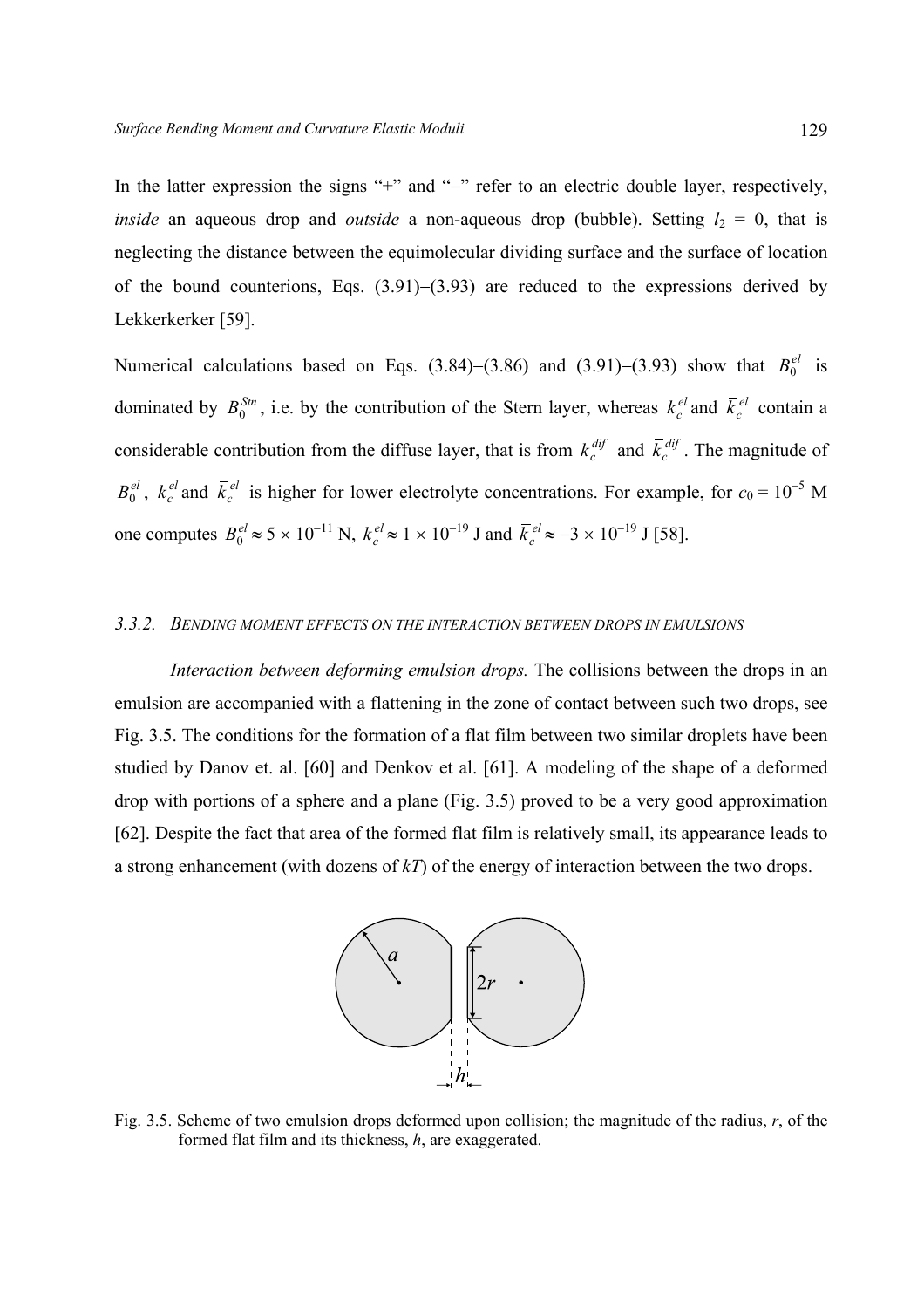In the latter expression the signs "+" and "–" refer to an electric double layer, respectively, *inside* an aqueous drop and *outside* a non-aqueous drop (bubble). Setting $l_2 = 0$, that is neglecting the distance between the equimolecular dividing surface and the surface of location of the bound counterions, Eqs. (3.91)–(3.93) are reduced to the expressions derived by Lekkerkerker [59].

Numerical calculations based on Eqs. (3.84)–(3.86) and (3.91)–(3.93) show that $B_0^{el}$ is dominated by $B_0^{Stn}$, i.e. by the contribution of the Stern layer, whereas $k_c^{el}$ and $\bar{k}_c^{el}$ contain a considerable contribution from the diffuse layer, that is from $k_c^{dif}$ and $\bar{k}_c^{dif}$. The magnitude of $B_0^{el}$, $k_c^{el}$ and $\bar{k}_c^{el}$ is higher for lower electrolyte concentrations. For example, for $c_0 = 10^{-5}$ M one computes $B_0^{el} \approx 5 \times 10^{-11}$ N, $k_c^{el} \approx 1 \times 10^{-19}$ J and $\bar{k}_c^{el} \approx -3 \times 10^{-19}$ J [58].

### 3.3.2. Bending moment effects on the interaction between drops in emulsions

*Interaction between deforming emulsion drops.* The collisions between the drops in an emulsion are accompanied with a flattening in the zone of contact between such two drops, see Fig. 3.5. The conditions for the formation of a flat film between two similar droplets have been studied by Danov et. al. [60] and Denkov et al. [61]. A modeling of the shape of a deformed drop with portions of a sphere and a plane (Fig. 3.5) proved to be a very good approximation [62]. Despite the fact that area of the formed flat film is relatively small, its appearance leads to a strong enhancement (with dozens of *kT*) of the energy of interaction between the two drops.

Fig. 3.5. Scheme of two emulsion drops deformed upon collision; the magnitude of the radius, *r*, of the formed flat film and its thickness, *h*, are exaggerated.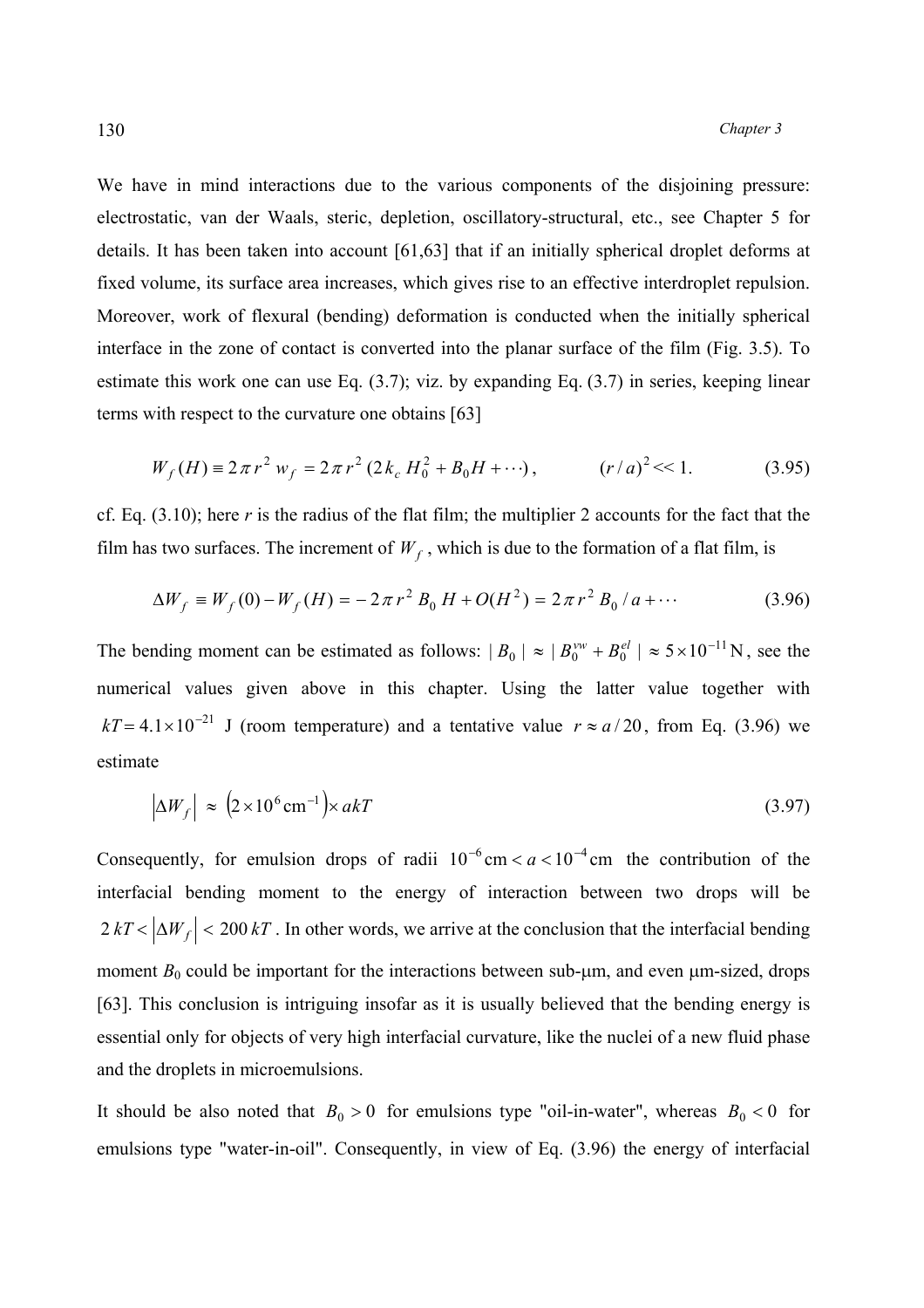We have in mind interactions due to the various components of the disjoining pressure: electrostatic, van der Waals, steric, depletion, oscillatory-structural, etc., see Chapter 5 for details. It has been taken into account [61,63] that if an initially spherical droplet deforms at fixed volume, its surface area increases, which gives rise to an effective interdroplet repulsion. Moreover, work of flexural (bending) deformation is conducted when the initially spherical interface in the zone of contact is converted into the planar surface of the film (Fig. 3.5). To estimate this work one can use Eq. (3.7); viz. by expanding Eq. (3.7) in series, keeping linear terms with respect to the curvature one obtains [63]

$$W_f(H) \equiv 2\pi r^2\, w_f = 2\pi r^2\,(2k_c\,H_0^2 + B_0 H + \cdots)\,, \qquad (r/a)^2 << 1. \tag{3.95}$$

cf. Eq. (3.10); here $r$ is the radius of the flat film; the multiplier 2 accounts for the fact that the film has two surfaces. The increment of $W_f$, which is due to the formation of a flat film, is

$$\Delta W_f \equiv W_f(0) - W_f(H) = -2\pi r^2\, B_0\, H + O(H^2) = 2\pi r^2\, B_0 / a + \cdots \tag{3.96}$$

The bending moment can be estimated as follows: $|\,B_0\,| \approx |\,B_0^{vw} + B_0^{el}\,| \approx 5\times 10^{-11}\,\text{N}$, see the numerical values given above in this chapter. Using the latter value together with $kT = 4.1\times 10^{-21}$ J (room temperature) and a tentative value $r \approx a/20$, from Eq. (3.96) we estimate

$$\left|\Delta W_f\right| \approx \left(2\times 10^{6}\,\text{cm}^{-1}\right)\times akT \tag{3.97}$$

Consequently, for emulsion drops of radii $10^{-6}\,\text{cm} < a < 10^{-4}\,\text{cm}$ the contribution of the interfacial bending moment to the energy of interaction between two drops will be $2\,kT < \left|\Delta W_f\right| < 200\,kT$. In other words, we arrive at the conclusion that the interfacial bending moment $B_0$ could be important for the interactions between sub-μm, and even μm-sized, drops [63]. This conclusion is intriguing insofar as it is usually believed that the bending energy is essential only for objects of very high interfacial curvature, like the nuclei of a new fluid phase and the droplets in microemulsions.

It should be also noted that $B_0 > 0$ for emulsions type "oil-in-water", whereas $B_0 < 0$ for emulsions type "water-in-oil". Consequently, in view of Eq. (3.96) the energy of interfacial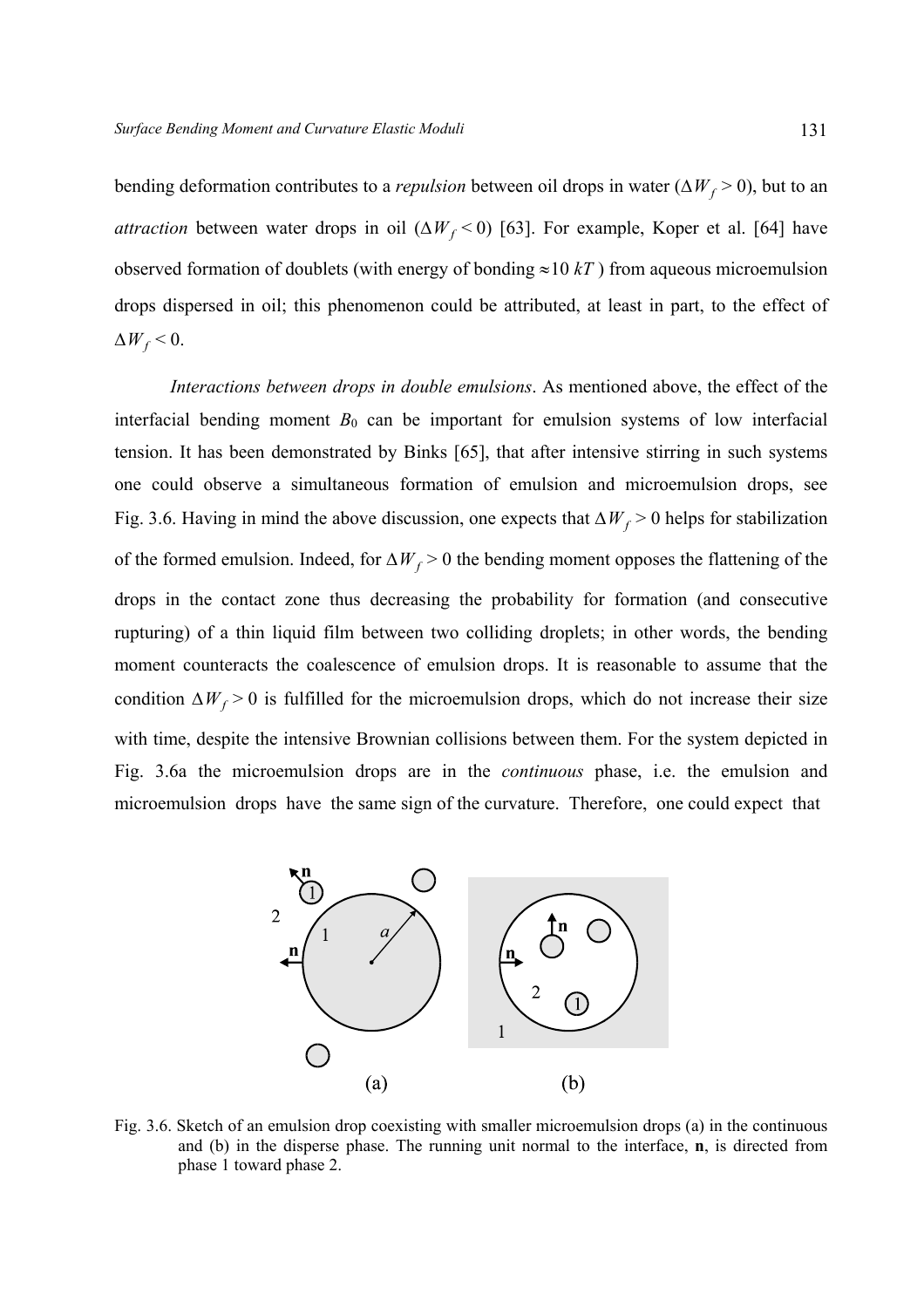bending deformation contributes to a *repulsion* between oil drops in water ($\Delta W_f > 0$), but to an *attraction* between water drops in oil ($\Delta W_f < 0$) [63]. For example, Koper et al. [64] have observed formation of doublets (with energy of bonding $\approx 10\ kT$ ) from aqueous microemulsion drops dispersed in oil; this phenomenon could be attributed, at least in part, to the effect of $\Delta W_f < 0$.

*Interactions between drops in double emulsions*. As mentioned above, the effect of the interfacial bending moment $B_0$ can be important for emulsion systems of low interfacial tension. It has been demonstrated by Binks [65], that after intensive stirring in such systems one could observe a simultaneous formation of emulsion and microemulsion drops, see Fig. 3.6. Having in mind the above discussion, one expects that $\Delta W_f > 0$ helps for stabilization of the formed emulsion. Indeed, for $\Delta W_f > 0$ the bending moment opposes the flattening of the drops in the contact zone thus decreasing the probability for formation (and consecutive rupturing) of a thin liquid film between two colliding droplets; in other words, the bending moment counteracts the coalescence of emulsion drops. It is reasonable to assume that the condition $\Delta W_f > 0$ is fulfilled for the microemulsion drops, which do not increase their size with time, despite the intensive Brownian collisions between them. For the system depicted in Fig. 3.6a the microemulsion drops are in the *continuous* phase, i.e. the emulsion and microemulsion drops have the same sign of the curvature. Therefore, one could expect that

Fig. 3.6. Sketch of an emulsion drop coexisting with smaller microemulsion drops (a) in the continuous and (b) in the disperse phase. The running unit normal to the interface, **n**, is directed from phase 1 toward phase 2.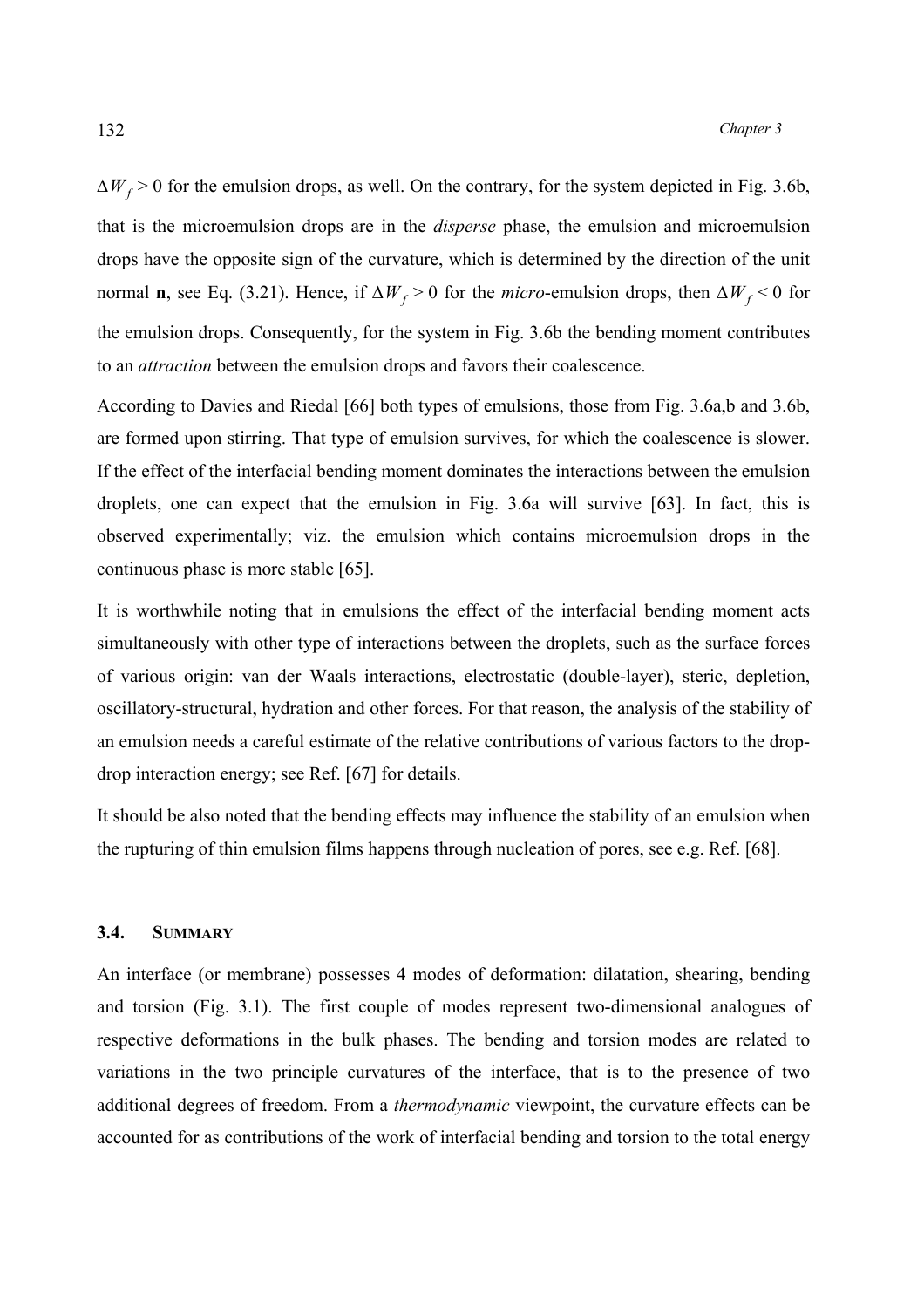$\Delta W_f > 0$ for the emulsion drops, as well. On the contrary, for the system depicted in Fig. 3.6b, that is the microemulsion drops are in the *disperse* phase, the emulsion and microemulsion drops have the opposite sign of the curvature, which is determined by the direction of the unit normal **n**, see Eq. (3.21). Hence, if $\Delta W_f > 0$ for the *micro*-emulsion drops, then $\Delta W_f < 0$ for the emulsion drops. Consequently, for the system in Fig. 3.6b the bending moment contributes to an *attraction* between the emulsion drops and favors their coalescence.

According to Davies and Riedal [66] both types of emulsions, those from Fig. 3.6a,b and 3.6b, are formed upon stirring. That type of emulsion survives, for which the coalescence is slower. If the effect of the interfacial bending moment dominates the interactions between the emulsion droplets, one can expect that the emulsion in Fig. 3.6a will survive [63]. In fact, this is observed experimentally; viz. the emulsion which contains microemulsion drops in the continuous phase is more stable [65].

It is worthwhile noting that in emulsions the effect of the interfacial bending moment acts simultaneously with other type of interactions between the droplets, such as the surface forces of various origin: van der Waals interactions, electrostatic (double-layer), steric, depletion, oscillatory-structural, hydration and other forces. For that reason, the analysis of the stability of an emulsion needs a careful estimate of the relative contributions of various factors to the drop-drop interaction energy; see Ref. [67] for details.

It should be also noted that the bending effects may influence the stability of an emulsion when the rupturing of thin emulsion films happens through nucleation of pores, see e.g. Ref. [68].

### 3.4. SUMMARY

An interface (or membrane) possesses 4 modes of deformation: dilatation, shearing, bending and torsion (Fig. 3.1). The first couple of modes represent two-dimensional analogues of respective deformations in the bulk phases. The bending and torsion modes are related to variations in the two principle curvatures of the interface, that is to the presence of two additional degrees of freedom. From a *thermodynamic* viewpoint, the curvature effects can be accounted for as contributions of the work of interfacial bending and torsion to the total energy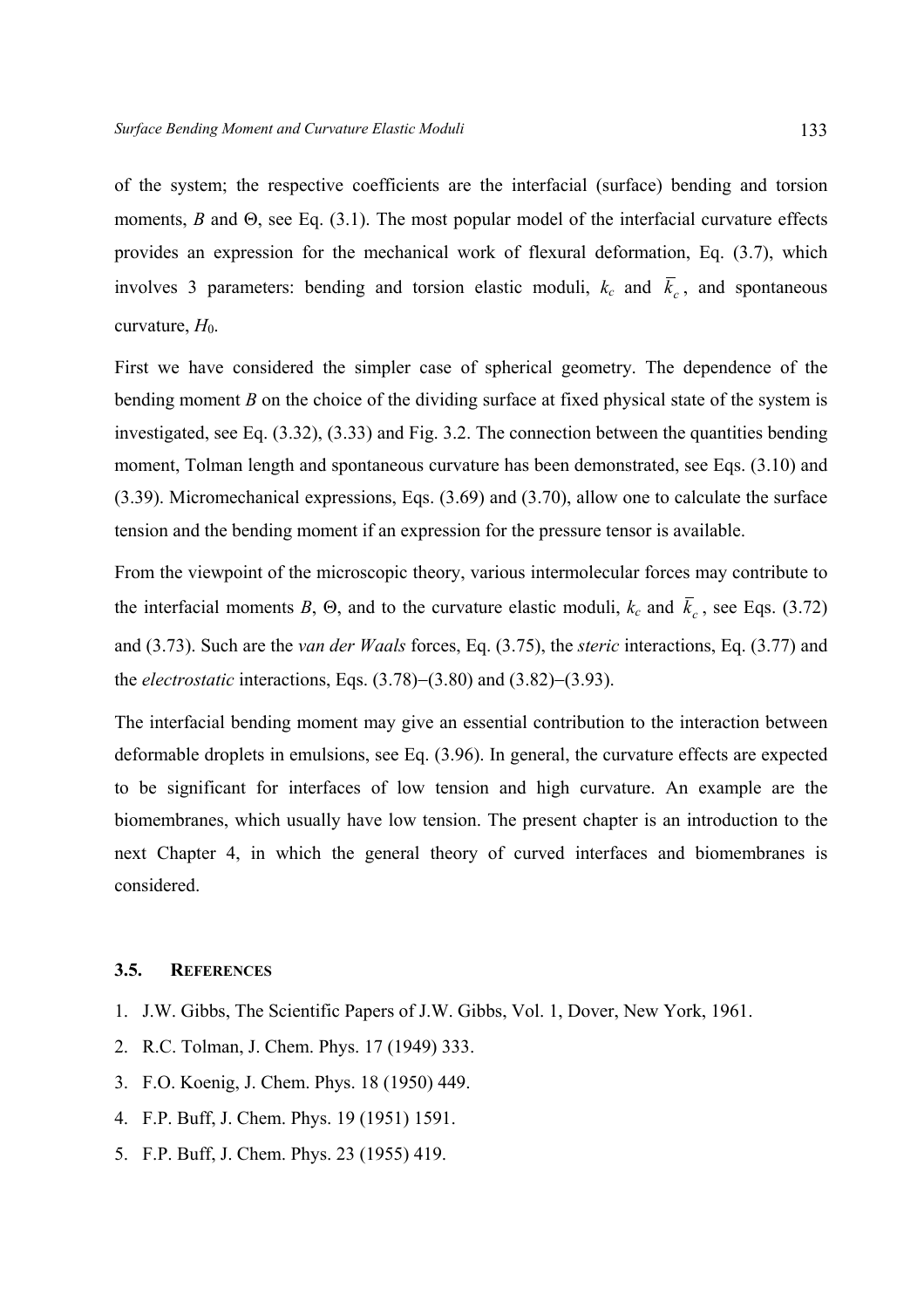of the system; the respective coefficients are the interfacial (surface) bending and torsion moments, $B$ and $\Theta$, see Eq. (3.1). The most popular model of the interfacial curvature effects provides an expression for the mechanical work of flexural deformation, Eq. (3.7), which involves 3 parameters: bending and torsion elastic moduli, $k_c$ and $\bar{k}_c$, and spontaneous curvature, $H_0$.

First we have considered the simpler case of spherical geometry. The dependence of the bending moment $B$ on the choice of the dividing surface at fixed physical state of the system is investigated, see Eq. (3.32), (3.33) and Fig. 3.2. The connection between the quantities bending moment, Tolman length and spontaneous curvature has been demonstrated, see Eqs. (3.10) and (3.39). Micromechanical expressions, Eqs. (3.69) and (3.70), allow one to calculate the surface tension and the bending moment if an expression for the pressure tensor is available.

From the viewpoint of the microscopic theory, various intermolecular forces may contribute to the interfacial moments $B$, $\Theta$, and to the curvature elastic moduli, $k_c$ and $\bar{k}_c$, see Eqs. (3.72) and (3.73). Such are the *van der Waals* forces, Eq. (3.75), the *steric* interactions, Eq. (3.77) and the *electrostatic* interactions, Eqs. (3.78)–(3.80) and (3.82)–(3.93).

The interfacial bending moment may give an essential contribution to the interaction between deformable droplets in emulsions, see Eq. (3.96). In general, the curvature effects are expected to be significant for interfaces of low tension and high curvature. An example are the biomembranes, which usually have low tension. The present chapter is an introduction to the next Chapter 4, in which the general theory of curved interfaces and biomembranes is considered.

## 3.5. REFERENCES

1. J.W. Gibbs, The Scientific Papers of J.W. Gibbs, Vol. 1, Dover, New York, 1961.
2. R.C. Tolman, J. Chem. Phys. 17 (1949) 333.
3. F.O. Koenig, J. Chem. Phys. 18 (1950) 449.
4. F.P. Buff, J. Chem. Phys. 19 (1951) 1591.
5. F.P. Buff, J. Chem. Phys. 23 (1955) 419.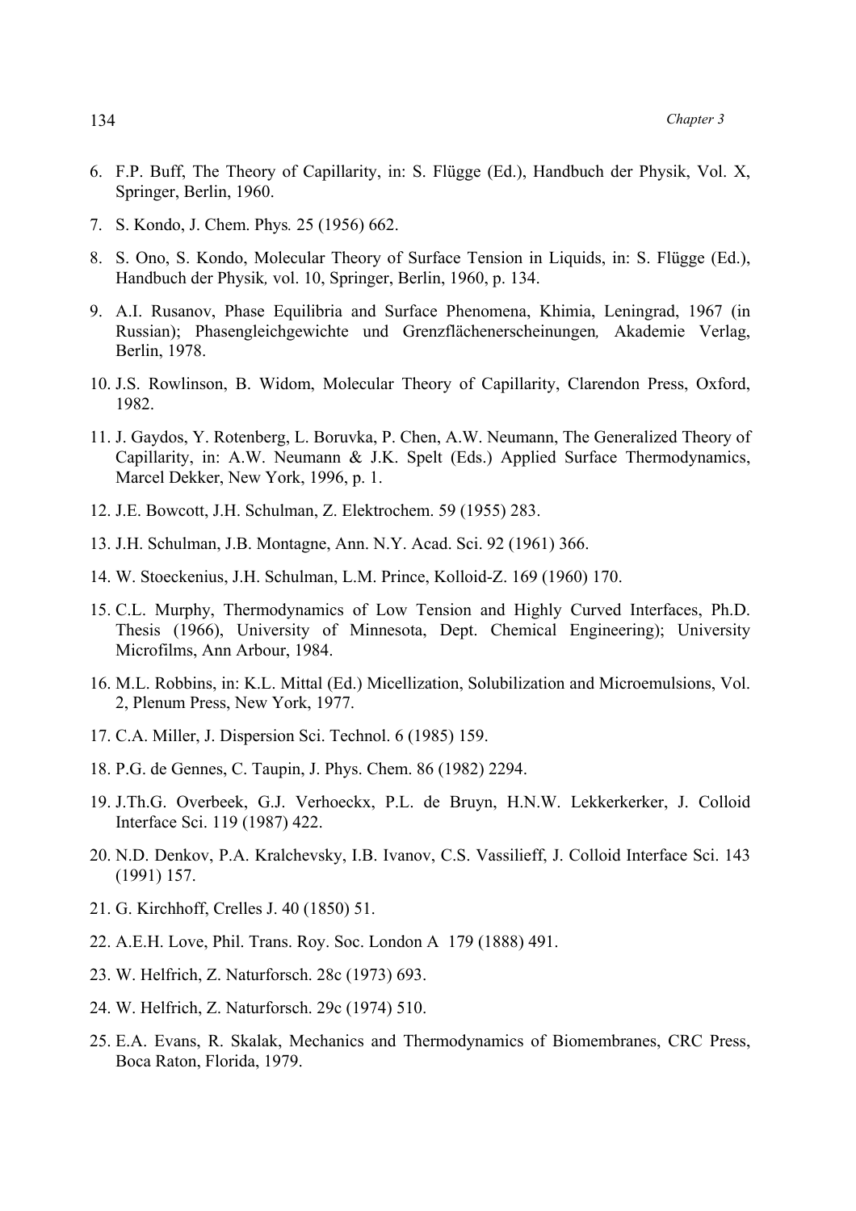6. F.P. Buff, The Theory of Capillarity, in: S. Flügge (Ed.), Handbuch der Physik, Vol. X, Springer, Berlin, 1960.

7. S. Kondo, J. Chem. Phys*.* 25 (1956) 662.

8. S. Ono, S. Kondo, Molecular Theory of Surface Tension in Liquids, in: S. Flügge (Ed.), Handbuch der Physik*,* vol. 10, Springer, Berlin, 1960, p. 134.

9. A.I. Rusanov, Phase Equilibria and Surface Phenomena, Khimia, Leningrad, 1967 (in Russian); Phasengleichgewichte und Grenzflächenerscheinungen*,* Akademie Verlag, Berlin, 1978.

10. J.S. Rowlinson, B. Widom, Molecular Theory of Capillarity, Clarendon Press, Oxford, 1982.

11. J. Gaydos, Y. Rotenberg, L. Boruvka, P. Chen, A.W. Neumann, The Generalized Theory of Capillarity, in: A.W. Neumann & J.K. Spelt (Eds.) Applied Surface Thermodynamics, Marcel Dekker, New York, 1996, p. 1.

12. J.E. Bowcott, J.H. Schulman, Z. Elektrochem. 59 (1955) 283.

13. J.H. Schulman, J.B. Montagne, Ann. N.Y. Acad. Sci. 92 (1961) 366.

14. W. Stoeckenius, J.H. Schulman, L.M. Prince, Kolloid-Z. 169 (1960) 170.

15. C.L. Murphy, Thermodynamics of Low Tension and Highly Curved Interfaces, Ph.D. Thesis (1966), University of Minnesota, Dept. Chemical Engineering); University Microfilms, Ann Arbour, 1984.

16. M.L. Robbins, in: K.L. Mittal (Ed.) Micellization, Solubilization and Microemulsions, Vol. 2, Plenum Press, New York, 1977.

17. C.A. Miller, J. Dispersion Sci. Technol. 6 (1985) 159.

18. P.G. de Gennes, C. Taupin, J. Phys. Chem. 86 (1982) 2294.

19. J.Th.G. Overbeek, G.J. Verhoeckx, P.L. de Bruyn, H.N.W. Lekkerkerker, J. Colloid Interface Sci. 119 (1987) 422.

20. N.D. Denkov, P.A. Kralchevsky, I.B. Ivanov, C.S. Vassilieff, J. Colloid Interface Sci. 143 (1991) 157.

21. G. Kirchhoff, Crelles J. 40 (1850) 51.

22. A.E.H. Love, Phil. Trans. Roy. Soc. London A 179 (1888) 491.

23. W. Helfrich, Z. Naturforsch. 28c (1973) 693.

24. W. Helfrich, Z. Naturforsch. 29c (1974) 510.

25. E.A. Evans, R. Skalak, Mechanics and Thermodynamics of Biomembranes, CRC Press, Boca Raton, Florida, 1979.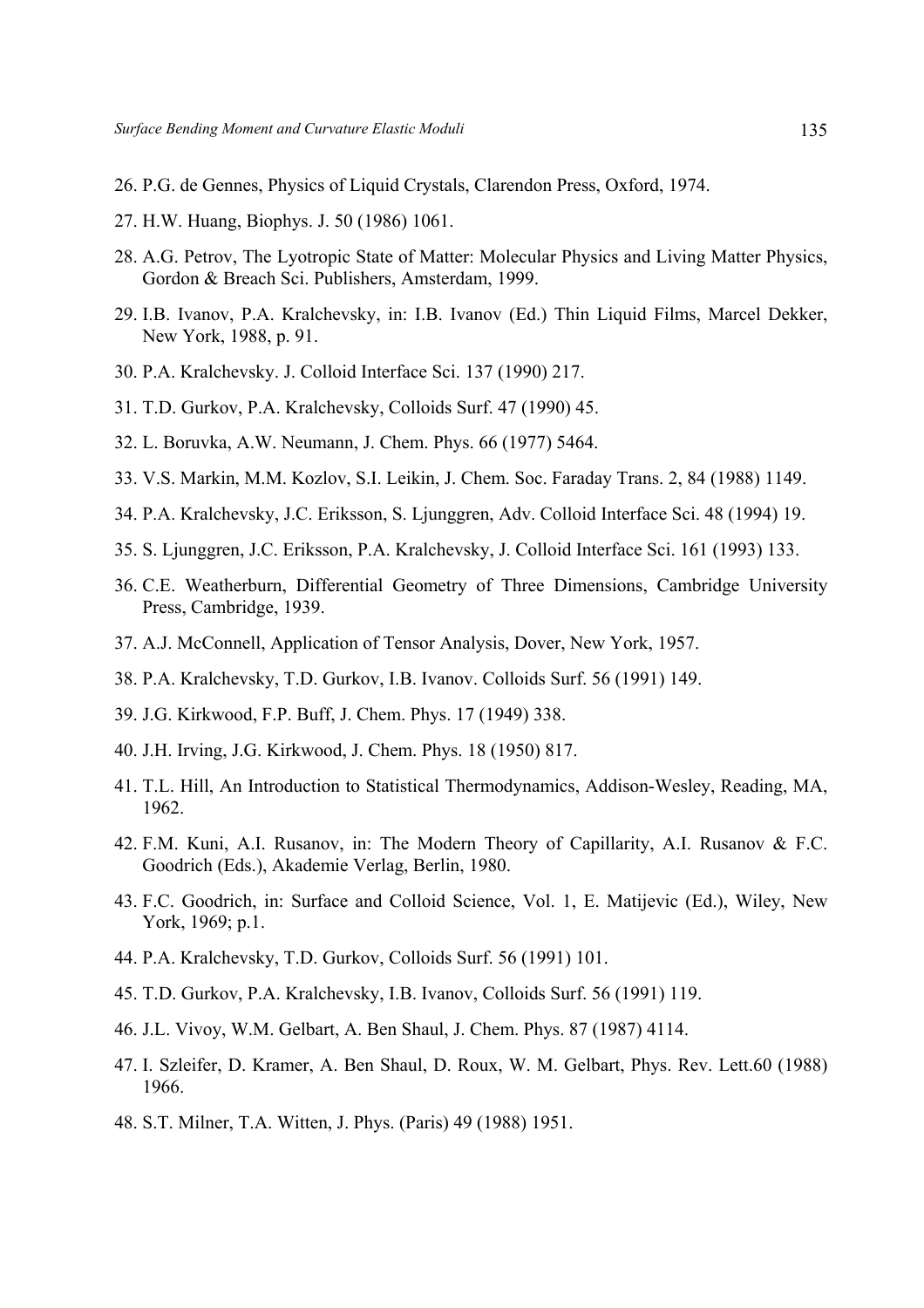26. P.G. de Gennes, Physics of Liquid Crystals, Clarendon Press, Oxford, 1974.
27. H.W. Huang, Biophys. J. 50 (1986) 1061.
28. A.G. Petrov, The Lyotropic State of Matter: Molecular Physics and Living Matter Physics, Gordon & Breach Sci. Publishers, Amsterdam, 1999.
29. I.B. Ivanov, P.A. Kralchevsky, in: I.B. Ivanov (Ed.) Thin Liquid Films, Marcel Dekker, New York, 1988, p. 91.
30. P.A. Kralchevsky. J. Colloid Interface Sci. 137 (1990) 217.
31. T.D. Gurkov, P.A. Kralchevsky, Colloids Surf. 47 (1990) 45.
32. L. Boruvka, A.W. Neumann, J. Chem. Phys. 66 (1977) 5464.
33. V.S. Markin, M.M. Kozlov, S.I. Leikin, J. Chem. Soc. Faraday Trans. 2, 84 (1988) 1149.
34. P.A. Kralchevsky, J.C. Eriksson, S. Ljunggren, Adv. Colloid Interface Sci. 48 (1994) 19.
35. S. Ljunggren, J.C. Eriksson, P.A. Kralchevsky, J. Colloid Interface Sci. 161 (1993) 133.
36. C.E. Weatherburn, Differential Geometry of Three Dimensions, Cambridge University Press, Cambridge, 1939.
37. A.J. McConnell, Application of Tensor Analysis, Dover, New York, 1957.
38. P.A. Kralchevsky, T.D. Gurkov, I.B. Ivanov. Colloids Surf. 56 (1991) 149.
39. J.G. Kirkwood, F.P. Buff, J. Chem. Phys. 17 (1949) 338.
40. J.H. Irving, J.G. Kirkwood, J. Chem. Phys. 18 (1950) 817.
41. T.L. Hill, An Introduction to Statistical Thermodynamics, Addison-Wesley, Reading, MA, 1962.
42. F.M. Kuni, A.I. Rusanov, in: The Modern Theory of Capillarity, A.I. Rusanov & F.C. Goodrich (Eds.), Akademie Verlag, Berlin, 1980.
43. F.C. Goodrich, in: Surface and Colloid Science, Vol. 1, E. Matijevic (Ed.), Wiley, New York, 1969; p.1.
44. P.A. Kralchevsky, T.D. Gurkov, Colloids Surf. 56 (1991) 101.
45. T.D. Gurkov, P.A. Kralchevsky, I.B. Ivanov, Colloids Surf. 56 (1991) 119.
46. J.L. Vivoy, W.M. Gelbart, A. Ben Shaul, J. Chem. Phys. 87 (1987) 4114.
47. I. Szleifer, D. Kramer, A. Ben Shaul, D. Roux, W. M. Gelbart, Phys. Rev. Lett.60 (1988) 1966.
48. S.T. Milner, T.A. Witten, J. Phys. (Paris) 49 (1988) 1951.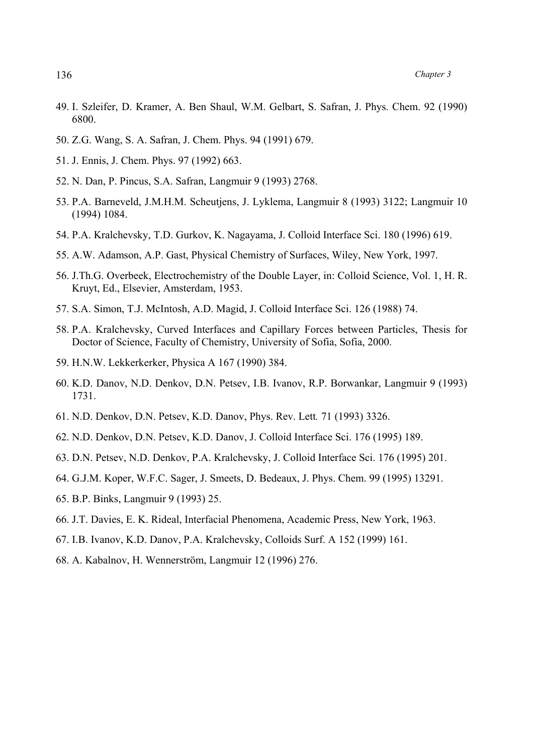49. I. Szleifer, D. Kramer, A. Ben Shaul, W.M. Gelbart, S. Safran, J. Phys. Chem. 92 (1990) 6800.

50. Z.G. Wang, S. A. Safran, J. Chem. Phys. 94 (1991) 679.

51. J. Ennis, J. Chem. Phys. 97 (1992) 663.

52. N. Dan, P. Pincus, S.A. Safran, Langmuir 9 (1993) 2768.

53. P.A. Barneveld, J.M.H.M. Scheutjens, J. Lyklema, Langmuir 8 (1993) 3122; Langmuir 10 (1994) 1084.

54. P.A. Kralchevsky, T.D. Gurkov, K. Nagayama, J. Colloid Interface Sci. 180 (1996) 619.

55. A.W. Adamson, A.P. Gast, Physical Chemistry of Surfaces, Wiley, New York, 1997.

56. J.Th.G. Overbeek, Electrochemistry of the Double Layer, in: Colloid Science, Vol. 1, H. R. Kruyt, Ed., Elsevier, Amsterdam, 1953.

57. S.A. Simon, T.J. McIntosh, A.D. Magid, J. Colloid Interface Sci. 126 (1988) 74.

58. P.A. Kralchevsky, Curved Interfaces and Capillary Forces between Particles, Thesis for Doctor of Science, Faculty of Chemistry, University of Sofia, Sofia, 2000.

59. H.N.W. Lekkerkerker, Physica A 167 (1990) 384.

60. K.D. Danov, N.D. Denkov, D.N. Petsev, I.B. Ivanov, R.P. Borwankar, Langmuir 9 (1993) 1731.

61. N.D. Denkov, D.N. Petsev, K.D. Danov, Phys. Rev. Lett. 71 (1993) 3326.

62. N.D. Denkov, D.N. Petsev, K.D. Danov, J. Colloid Interface Sci. 176 (1995) 189.

63. D.N. Petsev, N.D. Denkov, P.A. Kralchevsky, J. Colloid Interface Sci. 176 (1995) 201.

64. G.J.M. Koper, W.F.C. Sager, J. Smeets, D. Bedeaux, J. Phys. Chem. 99 (1995) 13291.

65. B.P. Binks, Langmuir 9 (1993) 25.

66. J.T. Davies, E. K. Rideal, Interfacial Phenomena, Academic Press, New York, 1963.

67. I.B. Ivanov, K.D. Danov, P.A. Kralchevsky, Colloids Surf. A 152 (1999) 161.

68. A. Kabalnov, H. Wennerström, Langmuir 12 (1996) 276.